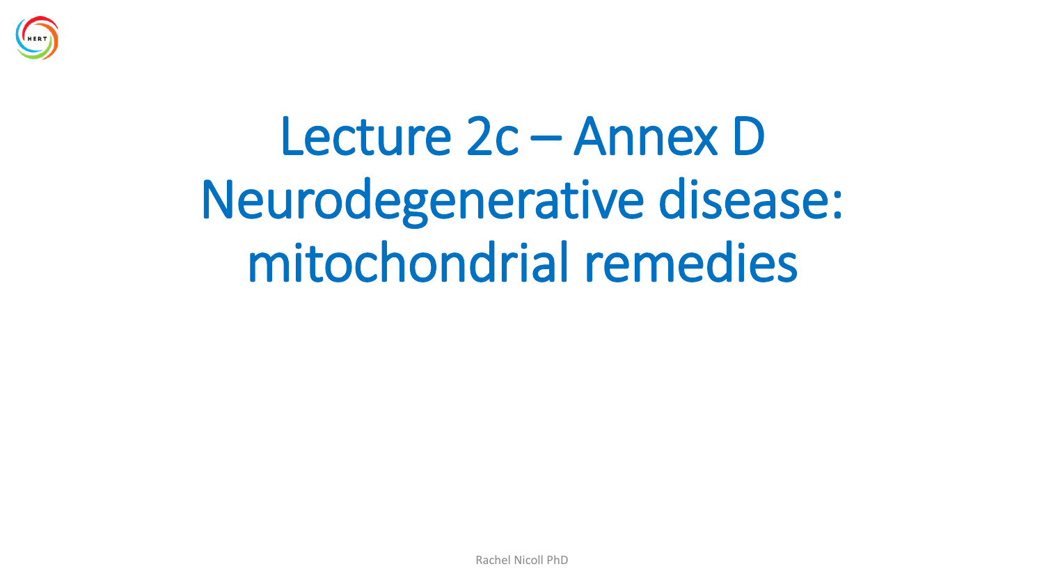# Lecture 2c – Annex D Neurodegenerative disease: mitochondrial remedies

Rachel Nicoll PhD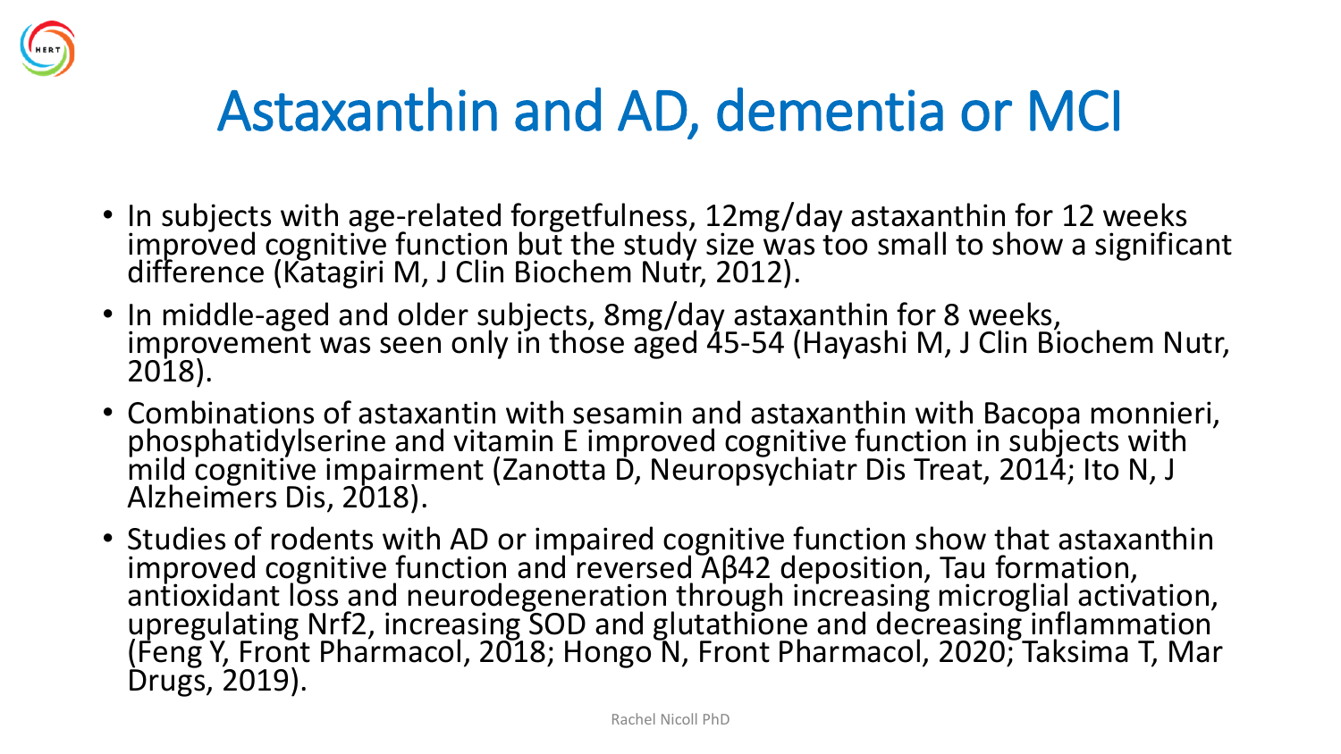# Astaxanthin and AD, dementia or MCI

- In subjects with age-related forgetfulness, 12mg/day astaxanthin for 12 weeks improved cognitive function but the study size was too small to show a significant difference (Katagiri M, J Clin Biochem Nutr, 2012).
- In middle-aged and older subjects, 8mg/day astaxanthin for 8 weeks, improvement was seen only in those aged 45-54 (Hayashi M, J Clin Biochem Nutr, 2018).
- Combinations of astaxantin with sesamin and astaxanthin with Bacopa monnieri, phosphatidylserine and vitamin E improved cognitive function in subjects with mild cognitive impairment (Zanotta D, Neuropsychiatr Dis Treat, 2014; Ito N, J Alzheimers Dis, 2018).
- Studies of rodents with AD or impaired cognitive function show that astaxanthin improved cognitive function and reversed Aβ42 deposition, Tau formation, antioxidant loss and neurodegeneration through increasing microglial activation, upregulating Nrf2, increasing SOD and glutathione and decreasing inflammation (Feng Y, Front Pharmacol, 2018; Hongo N, Front Pharmacol, 2020; Taksima T, Mar Drugs, 2019).

Rachel Nicoll PhD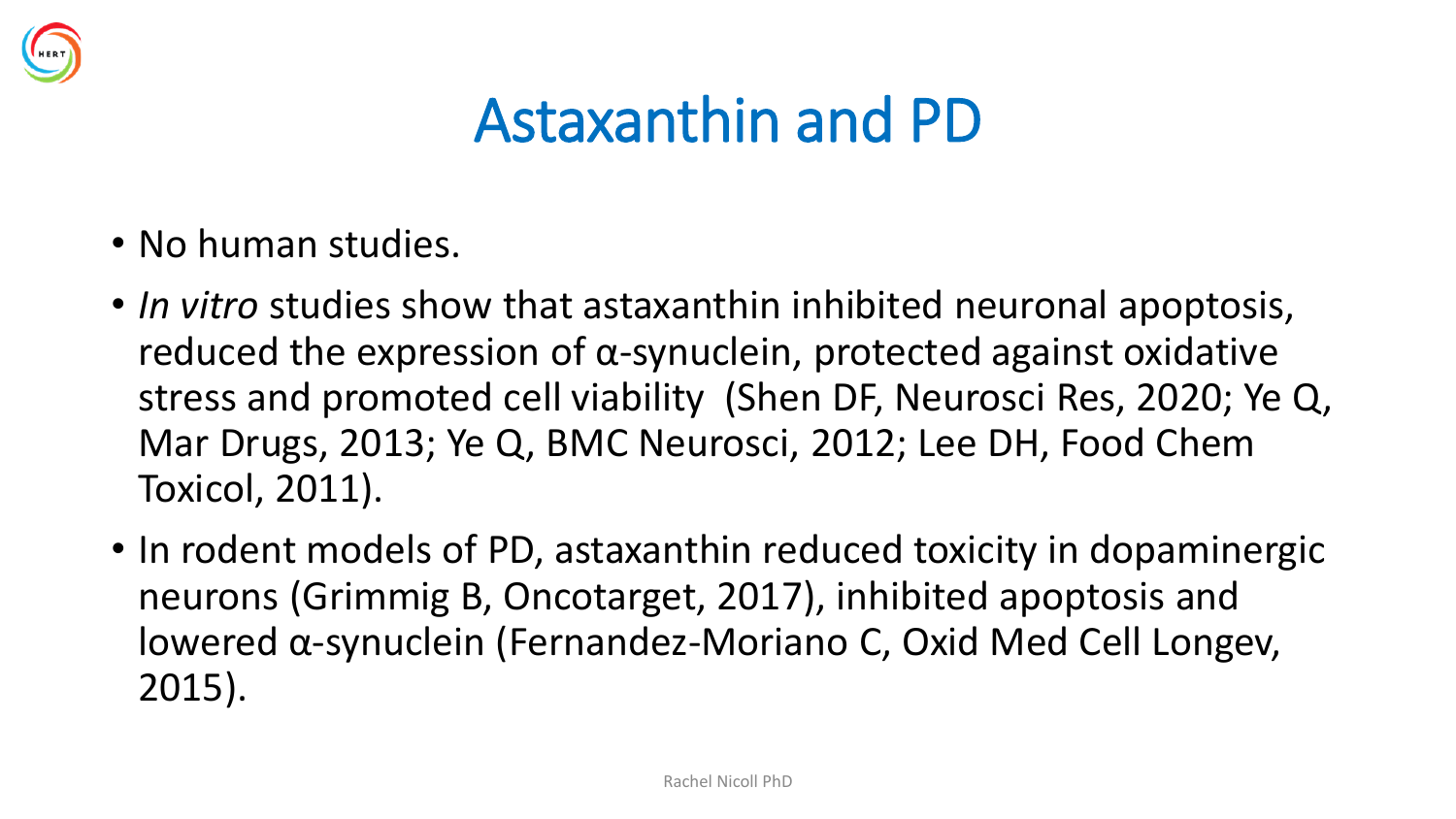# Astaxanthin and PD

- No human studies.
- *In vitro* studies show that astaxanthin inhibited neuronal apoptosis, reduced the expression of α-synuclein, protected against oxidative stress and promoted cell viability (Shen DF, Neurosci Res, 2020; Ye Q, Mar Drugs, 2013; Ye Q, BMC Neurosci, 2012; Lee DH, Food Chem Toxicol, 2011).
- In rodent models of PD, astaxanthin reduced toxicity in dopaminergic neurons (Grimmig B, Oncotarget, 2017), inhibited apoptosis and lowered α-synuclein (Fernandez-Moriano C, Oxid Med Cell Longev, 2015).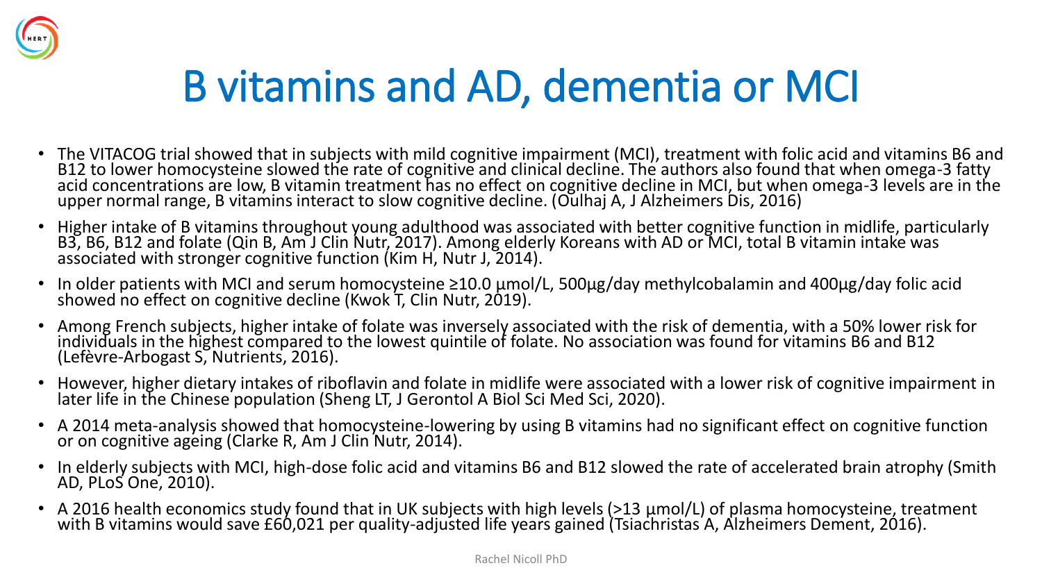# B vitamins and AD, dementia or MCI

- The VITACOG trial showed that in subjects with mild cognitive impairment (MCI), treatment with folic acid and vitamins B6 and B12 to lower homocysteine slowed the rate of cognitive and clinical decline. The authors also found that when omega-3 fatty acid concentrations are low, B vitamin treatment has no effect on cognitive decline in MCI, but when omega-3 levels are in the upper normal range, B vitamins interact to slow cognitive decline. (Oulhaj A, J Alzheimers Dis, 2016)
- Higher intake of B vitamins throughout young adulthood was associated with better cognitive function in midlife, particularly B3, B6, B12 and folate (Qin B, Am J Clin Nutr, 2017). Among elderly Koreans with AD or MCI, total B vitamin intake was associated with stronger cognitive function (Kim H, Nutr J, 2014).
- In older patients with MCI and serum homocysteine ≥10.0 µmol/L, 500µg/day methylcobalamin and 400µg/day folic acid showed no effect on cognitive decline (Kwok T, Clin Nutr, 2019).
- Among French subjects, higher intake of folate was inversely associated with the risk of dementia, with a 50% lower risk for individuals in the highest compared to the lowest quintile of folate. No association was found for vitamins B6 and B12 (Lefèvre-Arbogast S, Nutrients, 2016).
- However, higher dietary intakes of riboflavin and folate in midlife were associated with a lower risk of cognitive impairment in later life in the Chinese population (Sheng LT, J Gerontol A Biol Sci Med Sci, 2020).
- A 2014 meta-analysis showed that homocysteine-lowering by using B vitamins had no significant effect on cognitive function or on cognitive ageing (Clarke R, Am J Clin Nutr, 2014).
- In elderly subjects with MCI, high-dose folic acid and vitamins B6 and B12 slowed the rate of accelerated brain atrophy (Smith AD, PLoS One, 2010).
- A 2016 health economics study found that in UK subjects with high levels (>13 µmol/L) of plasma homocysteine, treatment with B vitamins would save £60,021 per quality-adjusted life years gained (Tsiachristas A, Alzheimers Dement, 2016).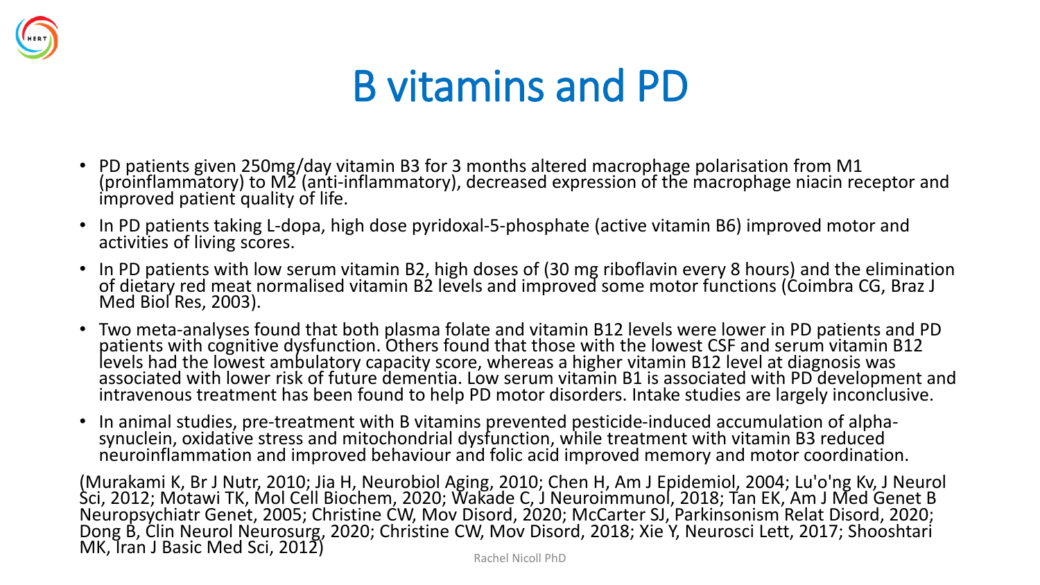# B vitamins and PD

- PD patients given 250mg/day vitamin B3 for 3 months altered macrophage polarisation from M1 (proinflammatory) to M2 (anti-inflammatory), decreased expression of the macrophage niacin receptor and improved patient quality of life.
- In PD patients taking L-dopa, high dose pyridoxal-5-phosphate (active vitamin B6) improved motor and activities of living scores.
- In PD patients with low serum vitamin B2, high doses of (30 mg riboflavin every 8 hours) and the elimination of dietary red meat normalised vitamin B2 levels and improved some motor functions (Coimbra CG, Braz J Med Biol Res, 2003).
- Two meta-analyses found that both plasma folate and vitamin B12 levels were lower in PD patients and PD patients with cognitive dysfunction. Others found that those with the lowest CSF and serum vitamin B12 levels had the lowest ambulatory capacity score, whereas a higher vitamin B12 level at diagnosis was associated with lower risk of future dementia. Low serum vitamin B1 is associated with PD development and intravenous treatment has been found to help PD motor disorders. Intake studies are largely inconclusive.
- In animal studies, pre-treatment with B vitamins prevented pesticide-induced accumulation of alpha-synuclein, oxidative stress and mitochondrial dysfunction, while treatment with vitamin B3 reduced neuroinflammation and improved behaviour and folic acid improved memory and motor coordination.

(Murakami K, Br J Nutr, 2010; Jia H, Neurobiol Aging, 2010; Chen H, Am J Epidemiol, 2004; Lu'o'ng Kv, J Neurol Sci, 2012; Motawi TK, Mol Cell Biochem, 2020; Wakade C, J Neuroimmunol, 2018; Tan EK, Am J Med Genet B Neuropsychiatr Genet, 2005; Christine CW, Mov Disord, 2020; McCarter SJ, Parkinsonism Relat Disord, 2020; Dong B, Clin Neurol Neurosurg, 2020; Christine CW, Mov Disord, 2018; Xie Y, Neurosci Lett, 2017; Shooshtari MK, Iran J Basic Med Sci, 2012)

Rachel Nicoll PhD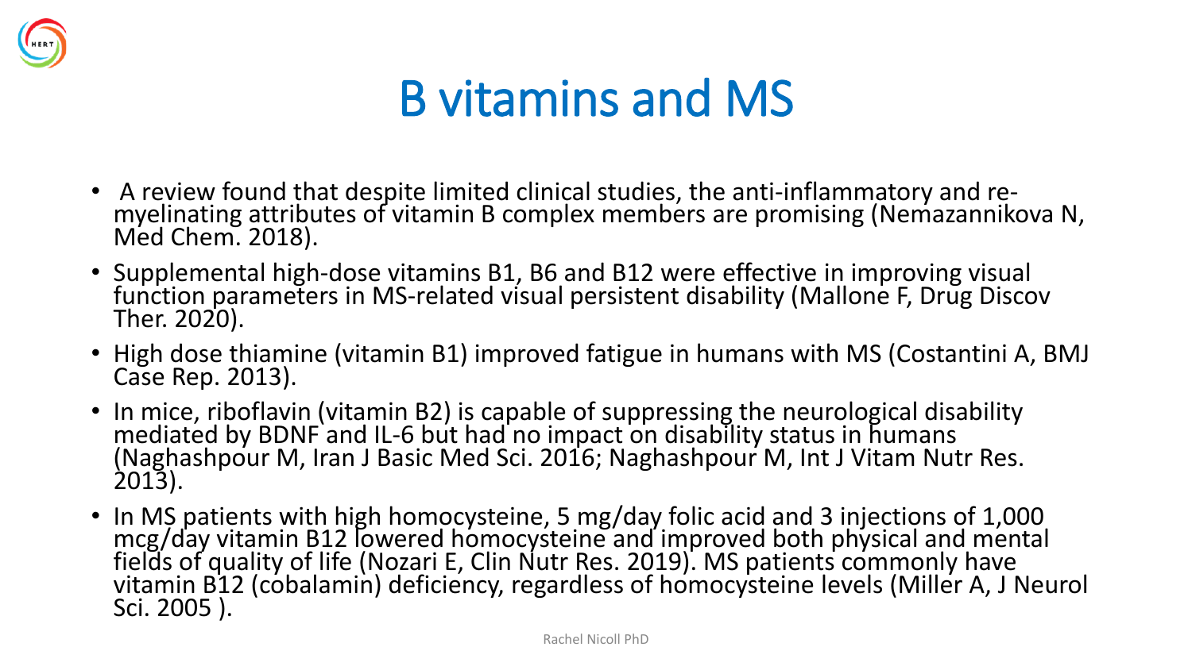# B vitamins and MS

- A review found that despite limited clinical studies, the anti-inflammatory and re-myelinating attributes of vitamin B complex members are promising (Nemazannikova N, Med Chem. 2018).
- Supplemental high-dose vitamins B1, B6 and B12 were effective in improving visual function parameters in MS-related visual persistent disability (Mallone F, Drug Discov Ther. 2020).
- High dose thiamine (vitamin B1) improved fatigue in humans with MS (Costantini A, BMJ Case Rep. 2013).
- In mice, riboflavin (vitamin B2) is capable of suppressing the neurological disability mediated by BDNF and IL-6 but had no impact on disability status in humans (Naghashpour M, Iran J Basic Med Sci. 2016; Naghashpour M, Int J Vitam Nutr Res. 2013).
- In MS patients with high homocysteine, 5 mg/day folic acid and 3 injections of 1,000 mcg/day vitamin B12 lowered homocysteine and improved both physical and mental fields of quality of life (Nozari E, Clin Nutr Res. 2019). MS patients commonly have vitamin B12 (cobalamin) deficiency, regardless of homocysteine levels (Miller A, J Neurol Sci. 2005 ).

Rachel Nicoll PhD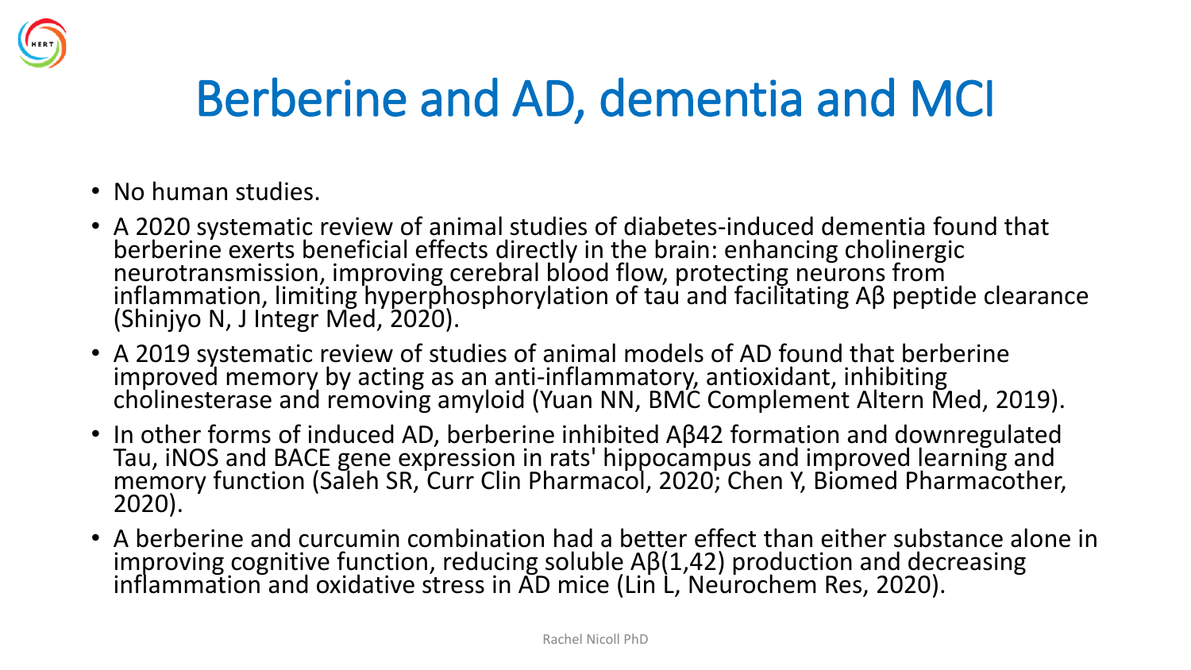# Berberine and AD, dementia and MCI

- No human studies.
- A 2020 systematic review of animal studies of diabetes-induced dementia found that berberine exerts beneficial effects directly in the brain: enhancing cholinergic neurotransmission, improving cerebral blood flow, protecting neurons from inflammation, limiting hyperphosphorylation of tau and facilitating Aβ peptide clearance (Shinjyo N, J Integr Med, 2020).
- A 2019 systematic review of studies of animal models of AD found that berberine improved memory by acting as an anti-inflammatory, antioxidant, inhibiting cholinesterase and removing amyloid (Yuan NN, BMC Complement Altern Med, 2019).
- In other forms of induced AD, berberine inhibited Aβ42 formation and downregulated Tau, iNOS and BACE gene expression in rats' hippocampus and improved learning and memory function (Saleh SR, Curr Clin Pharmacol, 2020; Chen Y, Biomed Pharmacother, 2020).
- A berberine and curcumin combination had a better effect than either substance alone in improving cognitive function, reducing soluble Aβ(1,42) production and decreasing inflammation and oxidative stress in AD mice (Lin L, Neurochem Res, 2020).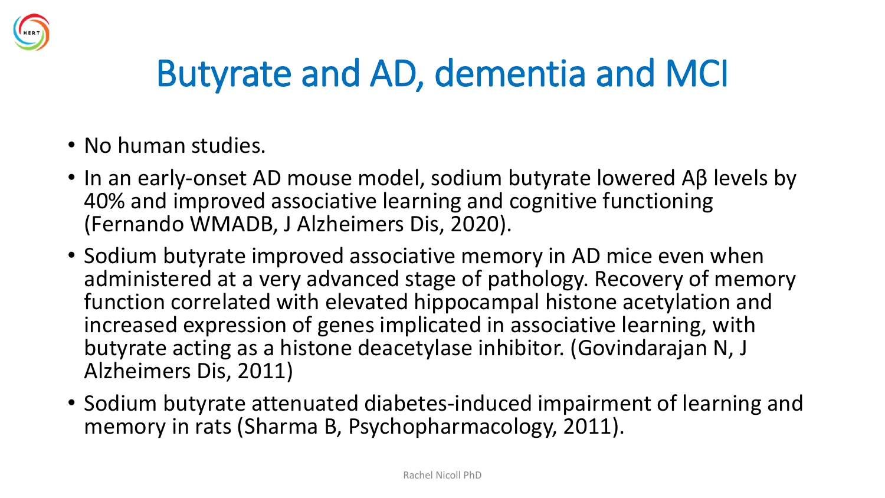# Butyrate and AD, dementia and MCI

- No human studies.
- In an early-onset AD mouse model, sodium butyrate lowered Aβ levels by 40% and improved associative learning and cognitive functioning (Fernando WMADB, J Alzheimers Dis, 2020).
- Sodium butyrate improved associative memory in AD mice even when administered at a very advanced stage of pathology. Recovery of memory function correlated with elevated hippocampal histone acetylation and increased expression of genes implicated in associative learning, with butyrate acting as a histone deacetylase inhibitor. (Govindarajan N, J Alzheimers Dis, 2011)
- Sodium butyrate attenuated diabetes-induced impairment of learning and memory in rats (Sharma B, Psychopharmacology, 2011).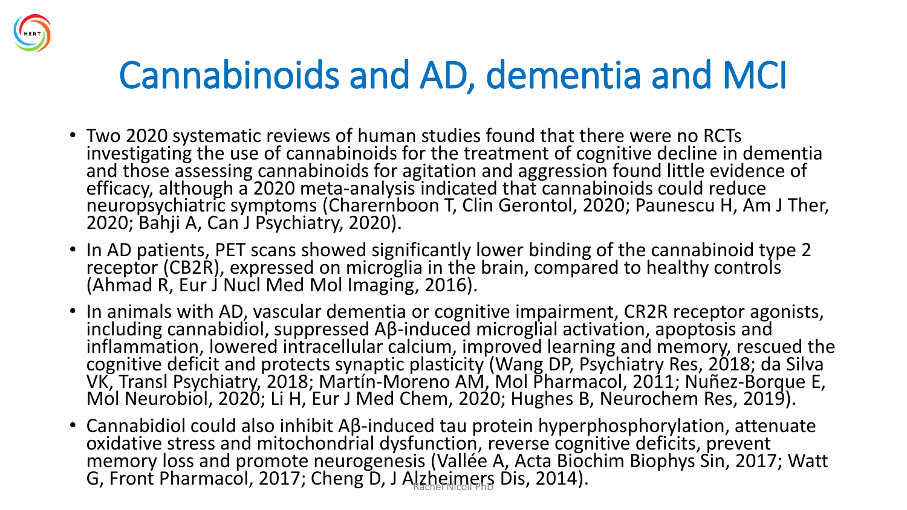# Cannabinoids and AD, dementia and MCI

- Two 2020 systematic reviews of human studies found that there were no RCTs investigating the use of cannabinoids for the treatment of cognitive decline in dementia and those assessing cannabinoids for agitation and aggression found little evidence of efficacy, although a 2020 meta-analysis indicated that cannabinoids could reduce neuropsychiatric symptoms (Charernboon T, Clin Gerontol, 2020; Paunescu H, Am J Ther, 2020; Bahji A, Can J Psychiatry, 2020).
- In AD patients, PET scans showed significantly lower binding of the cannabinoid type 2 receptor (CB2R), expressed on microglia in the brain, compared to healthy controls (Ahmad R, Eur J Nucl Med Mol Imaging, 2016).
- In animals with AD, vascular dementia or cognitive impairment, CR2R receptor agonists, including cannabidiol, suppressed Aβ-induced microglial activation, apoptosis and inflammation, lowered intracellular calcium, improved learning and memory, rescued the cognitive deficit and protects synaptic plasticity (Wang DP, Psychiatry Res, 2018; da Silva VK, Transl Psychiatry, 2018; Martín-Moreno AM, Mol Pharmacol, 2011; Nuñez-Borque E, Mol Neurobiol, 2020; Li H, Eur J Med Chem, 2020; Hughes B, Neurochem Res, 2019).
- Cannabidiol could also inhibit Aβ-induced tau protein hyperphosphorylation, attenuate oxidative stress and mitochondrial dysfunction, reverse cognitive deficits, prevent memory loss and promote neurogenesis (Vallée A, Acta Biochim Biophys Sin, 2017; Watt G, Front Pharmacol, 2017; Cheng D, J Alzheimers Dis, 2014).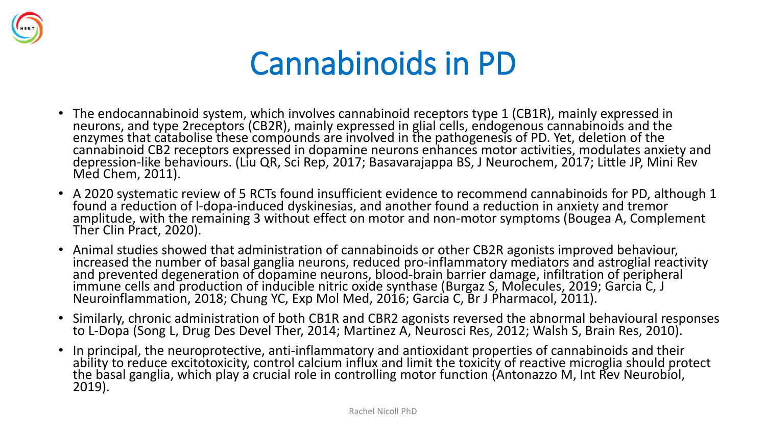# Cannabinoids in PD

- The endocannabinoid system, which involves cannabinoid receptors type 1 (CB1R), mainly expressed in neurons, and type 2receptors (CB2R), mainly expressed in glial cells, endogenous cannabinoids and the enzymes that catabolise these compounds are involved in the pathogenesis of PD. Yet, deletion of the cannabinoid CB2 receptors expressed in dopamine neurons enhances motor activities, modulates anxiety and depression-like behaviours. (Liu QR, Sci Rep, 2017; Basavarajappa BS, J Neurochem, 2017; Little JP, Mini Rev Med Chem, 2011).
- A 2020 systematic review of 5 RCTs found insufficient evidence to recommend cannabinoids for PD, although 1 found a reduction of l-dopa-induced dyskinesias, and another found a reduction in anxiety and tremor amplitude, with the remaining 3 without effect on motor and non-motor symptoms (Bougea A, Complement Ther Clin Pract, 2020).
- Animal studies showed that administration of cannabinoids or other CB2R agonists improved behaviour, increased the number of basal ganglia neurons, reduced pro-inflammatory mediators and astroglial reactivity and prevented degeneration of dopamine neurons, blood-brain barrier damage, infiltration of peripheral immune cells and production of inducible nitric oxide synthase (Burgaz S, Molecules, 2019; Garcia C, J Neuroinflammation, 2018; Chung YC, Exp Mol Med, 2016; Garcia C, Br J Pharmacol, 2011).
- Similarly, chronic administration of both CB1R and CBR2 agonists reversed the abnormal behavioural responses to L-Dopa (Song L, Drug Des Devel Ther, 2014; Martinez A, Neurosci Res, 2012; Walsh S, Brain Res, 2010).
- In principal, the neuroprotective, anti-inflammatory and antioxidant properties of cannabinoids and their ability to reduce excitotoxicity, control calcium influx and limit the toxicity of reactive microglia should protect the basal ganglia, which play a crucial role in controlling motor function (Antonazzo M, Int Rev Neurobiol, 2019).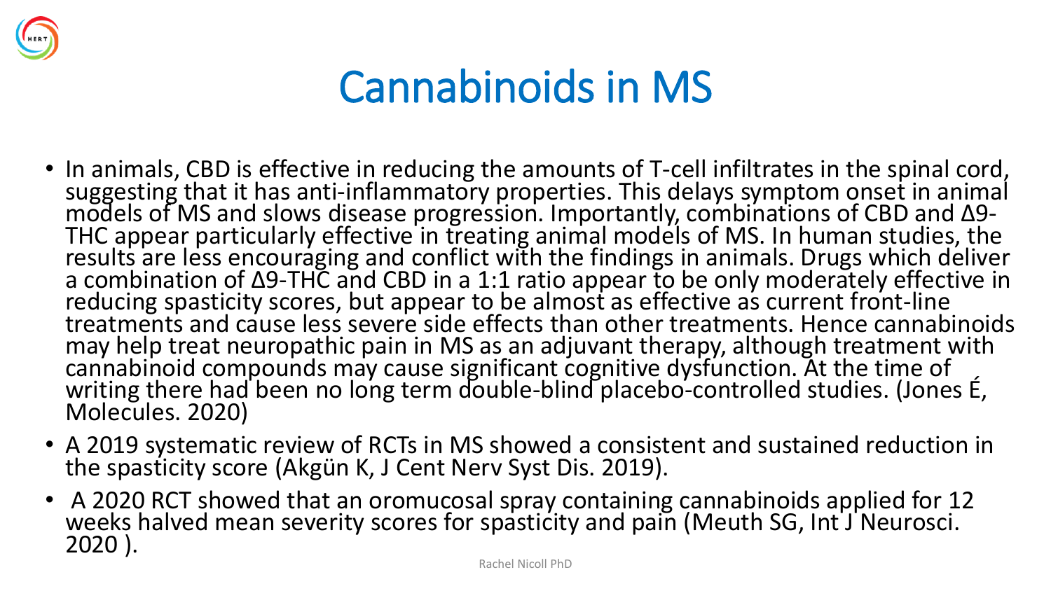# Cannabinoids in MS

- In animals, CBD is effective in reducing the amounts of T-cell infiltrates in the spinal cord, suggesting that it has anti-inflammatory properties. This delays symptom onset in animal models of MS and slows disease progression. Importantly, combinations of CBD and Δ9-THC appear particularly effective in treating animal models of MS. In human studies, the results are less encouraging and conflict with the findings in animals. Drugs which deliver a combination of Δ9-THC and CBD in a 1:1 ratio appear to be only moderately effective in reducing spasticity scores, but appear to be almost as effective as current front-line treatments and cause less severe side effects than other treatments. Hence cannabinoids may help treat neuropathic pain in MS as an adjuvant therapy, although treatment with cannabinoid compounds may cause significant cognitive dysfunction. At the time of writing there had been no long term double-blind placebo-controlled studies. (Jones É, Molecules. 2020)
- A 2019 systematic review of RCTs in MS showed a consistent and sustained reduction in the spasticity score (Akgün K, J Cent Nerv Syst Dis. 2019).
- A 2020 RCT showed that an oromucosal spray containing cannabinoids applied for 12 weeks halved mean severity scores for spasticity and pain (Meuth SG, Int J Neurosci. 2020 ).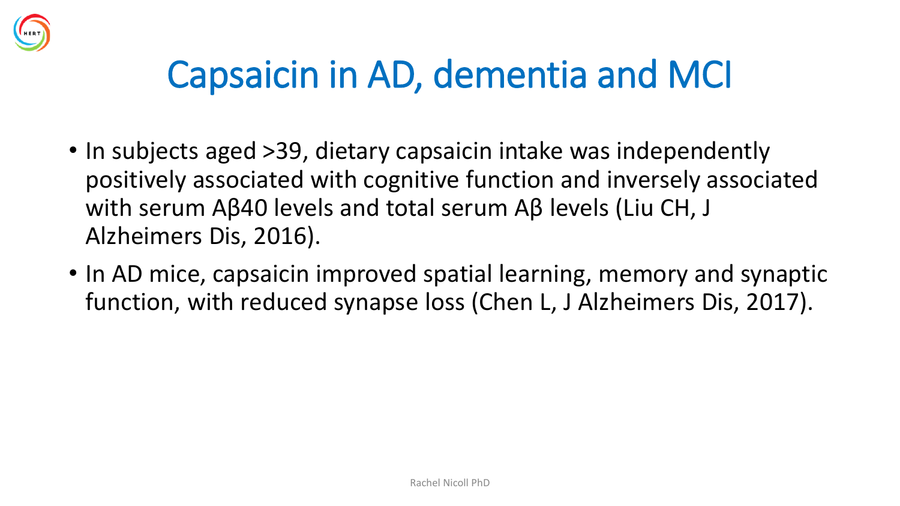# Capsaicin in AD, dementia and MCI

- In subjects aged >39, dietary capsaicin intake was independently positively associated with cognitive function and inversely associated with serum Aβ40 levels and total serum Aβ levels (Liu CH, J Alzheimers Dis, 2016).
- In AD mice, capsaicin improved spatial learning, memory and synaptic function, with reduced synapse loss (Chen L, J Alzheimers Dis, 2017).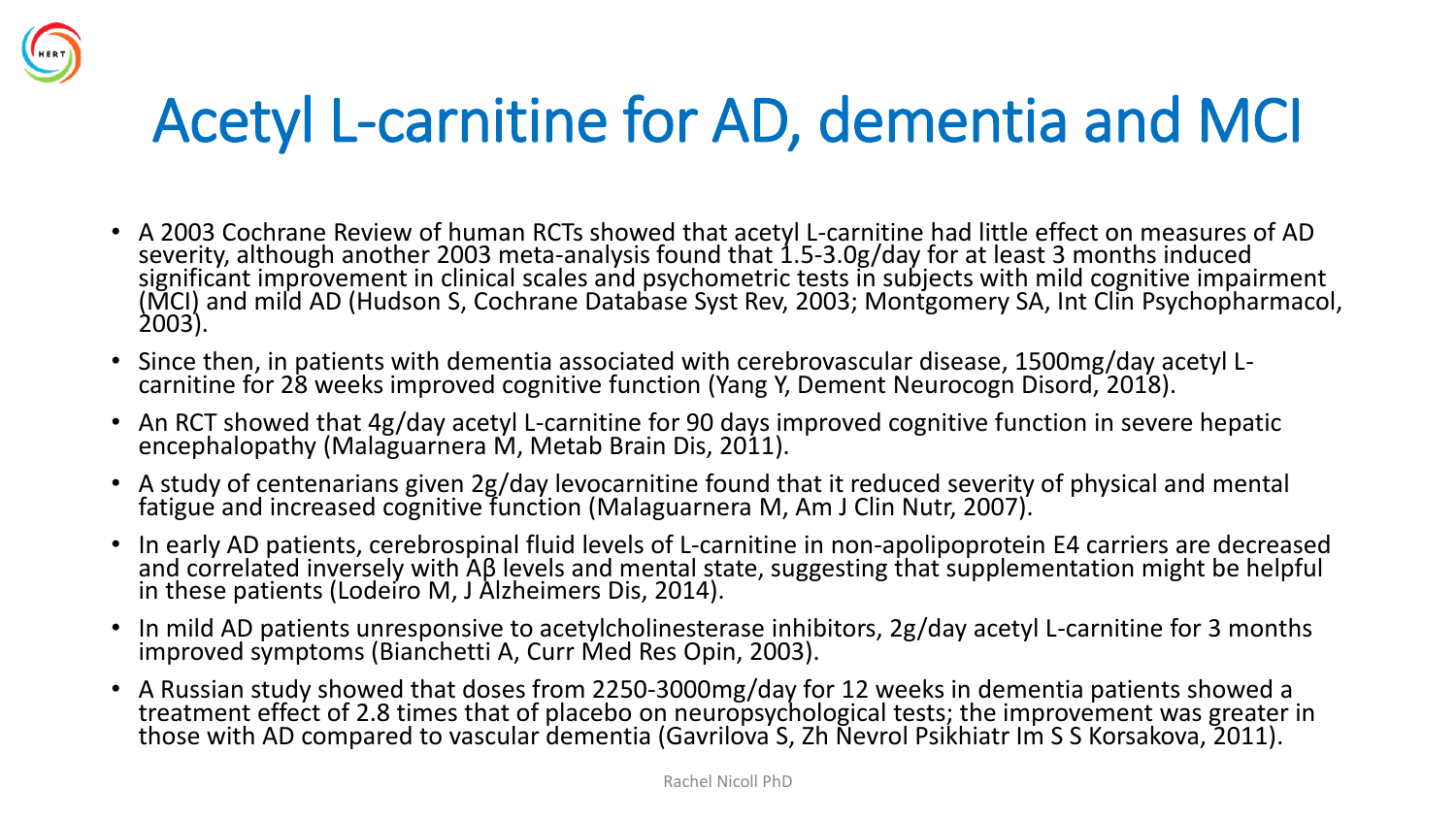# Acetyl L-carnitine for AD, dementia and MCI

- A 2003 Cochrane Review of human RCTs showed that acetyl L-carnitine had little effect on measures of AD severity, although another 2003 meta-analysis found that 1.5-3.0g/day for at least 3 months induced significant improvement in clinical scales and psychometric tests in subjects with mild cognitive impairment (MCI) and mild AD (Hudson S, Cochrane Database Syst Rev, 2003; Montgomery SA, Int Clin Psychopharmacol, 2003).
- Since then, in patients with dementia associated with cerebrovascular disease, 1500mg/day acetyl L-carnitine for 28 weeks improved cognitive function (Yang Y, Dement Neurocogn Disord, 2018).
- An RCT showed that 4g/day acetyl L-carnitine for 90 days improved cognitive function in severe hepatic encephalopathy (Malaguarnera M, Metab Brain Dis, 2011).
- A study of centenarians given 2g/day levocarnitine found that it reduced severity of physical and mental fatigue and increased cognitive function (Malaguarnera M, Am J Clin Nutr, 2007).
- In early AD patients, cerebrospinal fluid levels of L-carnitine in non-apolipoprotein E4 carriers are decreased and correlated inversely with Aβ levels and mental state, suggesting that supplementation might be helpful in these patients (Lodeiro M, J Alzheimers Dis, 2014).
- In mild AD patients unresponsive to acetylcholinesterase inhibitors, 2g/day acetyl L-carnitine for 3 months improved symptoms (Bianchetti A, Curr Med Res Opin, 2003).
- A Russian study showed that doses from 2250-3000mg/day for 12 weeks in dementia patients showed a treatment effect of 2.8 times that of placebo on neuropsychological tests; the improvement was greater in those with AD compared to vascular dementia (Gavrilova S, Zh Nevrol Psikhiatr Im S S Korsakova, 2011).

Rachel Nicoll PhD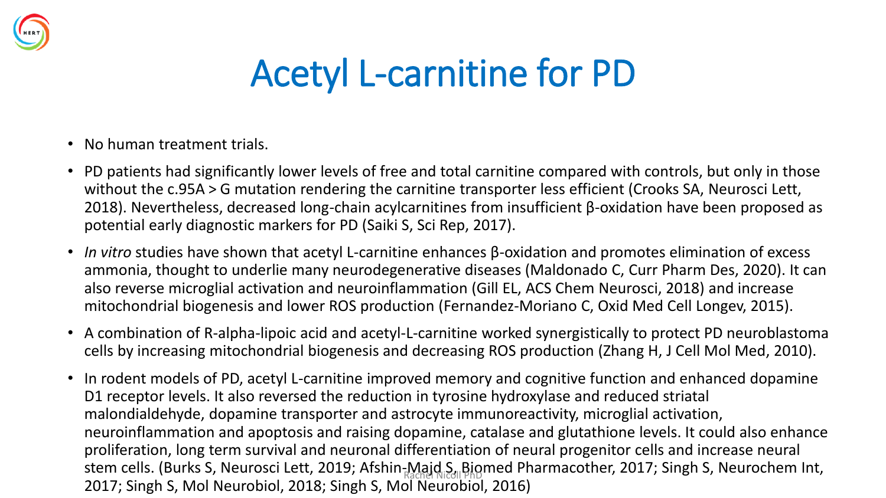# Acetyl L-carnitine for PD

- No human treatment trials.
- PD patients had significantly lower levels of free and total carnitine compared with controls, but only in those without the c.95A > G mutation rendering the carnitine transporter less efficient (Crooks SA, Neurosci Lett, 2018). Nevertheless, decreased long-chain acylcarnitines from insufficient β-oxidation have been proposed as potential early diagnostic markers for PD (Saiki S, Sci Rep, 2017).
- *In vitro* studies have shown that acetyl L-carnitine enhances β-oxidation and promotes elimination of excess ammonia, thought to underlie many neurodegenerative diseases (Maldonado C, Curr Pharm Des, 2020). It can also reverse microglial activation and neuroinflammation (Gill EL, ACS Chem Neurosci, 2018) and increase mitochondrial biogenesis and lower ROS production (Fernandez-Moriano C, Oxid Med Cell Longev, 2015).
- A combination of R-alpha-lipoic acid and acetyl-L-carnitine worked synergistically to protect PD neuroblastoma cells by increasing mitochondrial biogenesis and decreasing ROS production (Zhang H, J Cell Mol Med, 2010).
- In rodent models of PD, acetyl L-carnitine improved memory and cognitive function and enhanced dopamine D1 receptor levels. It also reversed the reduction in tyrosine hydroxylase and reduced striatal malondialdehyde, dopamine transporter and astrocyte immunoreactivity, microglial activation, neuroinflammation and apoptosis and raising dopamine, catalase and glutathione levels. It could also enhance proliferation, long term survival and neuronal differentiation of neural progenitor cells and increase neural stem cells. (Burks S, Neurosci Lett, 2019; Afshin-Majd S, Biomed Pharmacother, 2017; Singh S, Neurochem Int, 2017; Singh S, Mol Neurobiol, 2018; Singh S, Mol Neurobiol, 2016)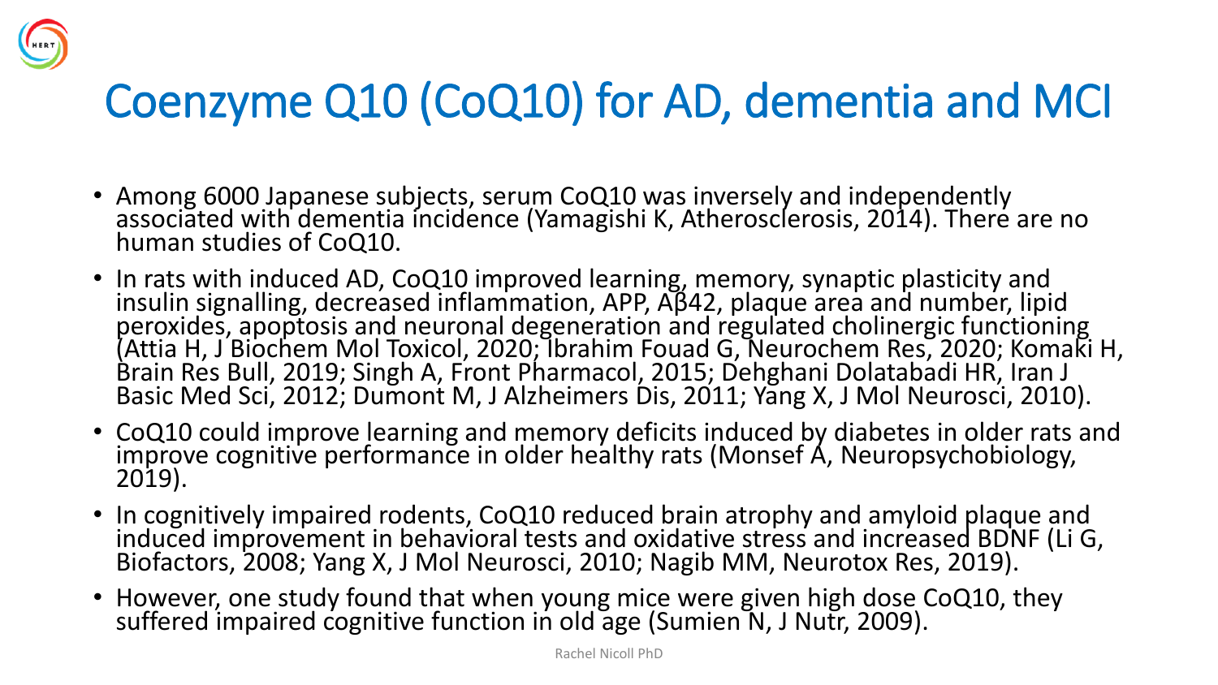# Coenzyme Q10 (CoQ10) for AD, dementia and MCI

- Among 6000 Japanese subjects, serum CoQ10 was inversely and independently associated with dementia incidence (Yamagishi K, Atherosclerosis, 2014). There are no human studies of CoQ10.
- In rats with induced AD, CoQ10 improved learning, memory, synaptic plasticity and insulin signalling, decreased inflammation, APP, Aβ42, plaque area and number, lipid peroxides, apoptosis and neuronal degeneration and regulated cholinergic functioning (Attia H, J Biochem Mol Toxicol, 2020; Ibrahim Fouad G, Neurochem Res, 2020; Komaki H, Brain Res Bull, 2019; Singh A, Front Pharmacol, 2015; Dehghani Dolatabadi HR, Iran J Basic Med Sci, 2012; Dumont M, J Alzheimers Dis, 2011; Yang X, J Mol Neurosci, 2010).
- CoQ10 could improve learning and memory deficits induced by diabetes in older rats and improve cognitive performance in older healthy rats (Monsef A, Neuropsychobiology, 2019).
- In cognitively impaired rodents, CoQ10 reduced brain atrophy and amyloid plaque and induced improvement in behavioral tests and oxidative stress and increased BDNF (Li G, Biofactors, 2008; Yang X, J Mol Neurosci, 2010; Nagib MM, Neurotox Res, 2019).
- However, one study found that when young mice were given high dose CoQ10, they suffered impaired cognitive function in old age (Sumien N, J Nutr, 2009).

Rachel Nicoll PhD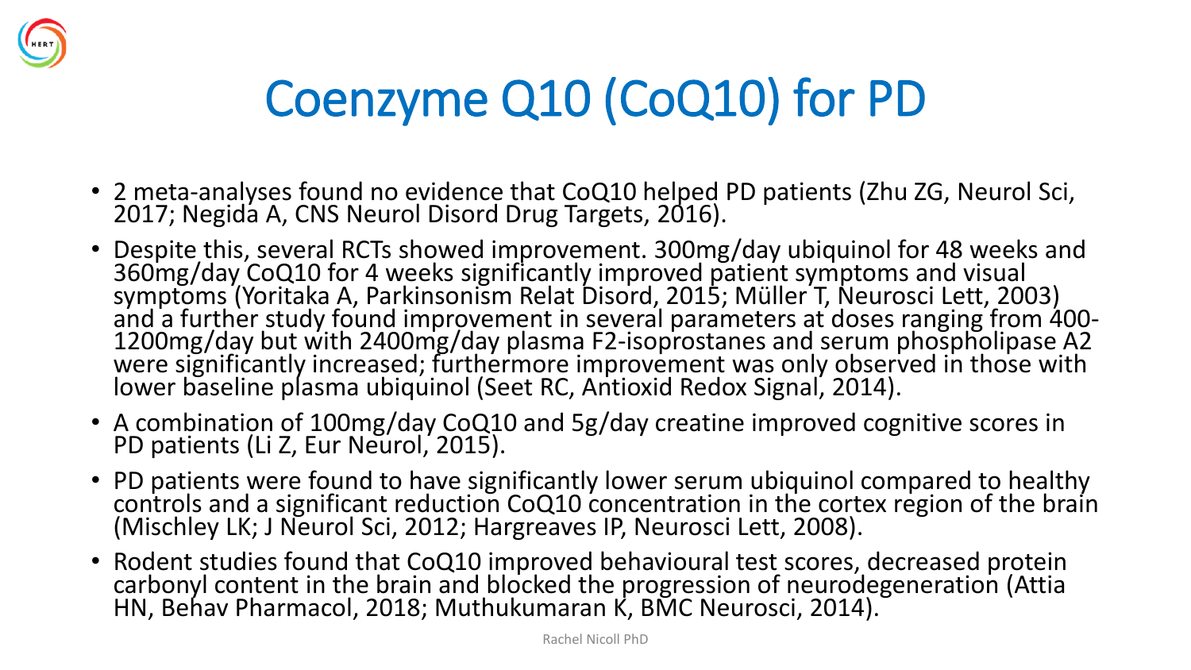# Coenzyme Q10 (CoQ10) for PD

- 2 meta-analyses found no evidence that CoQ10 helped PD patients (Zhu ZG, Neurol Sci, 2017; Negida A, CNS Neurol Disord Drug Targets, 2016).
- Despite this, several RCTs showed improvement. 300mg/day ubiquinol for 48 weeks and 360mg/day CoQ10 for 4 weeks significantly improved patient symptoms and visual symptoms (Yoritaka A, Parkinsonism Relat Disord, 2015; Müller T, Neurosci Lett, 2003) and a further study found improvement in several parameters at doses ranging from 400-1200mg/day but with 2400mg/day plasma F2-isoprostanes and serum phospholipase A2 were significantly increased; furthermore improvement was only observed in those with lower baseline plasma ubiquinol (Seet RC, Antioxid Redox Signal, 2014).
- A combination of 100mg/day CoQ10 and 5g/day creatine improved cognitive scores in PD patients (Li Z, Eur Neurol, 2015).
- PD patients were found to have significantly lower serum ubiquinol compared to healthy controls and a significant reduction CoQ10 concentration in the cortex region of the brain (Mischley LK; J Neurol Sci, 2012; Hargreaves IP, Neurosci Lett, 2008).
- Rodent studies found that CoQ10 improved behavioural test scores, decreased protein carbonyl content in the brain and blocked the progression of neurodegeneration (Attia HN, Behav Pharmacol, 2018; Muthukumaran K, BMC Neurosci, 2014).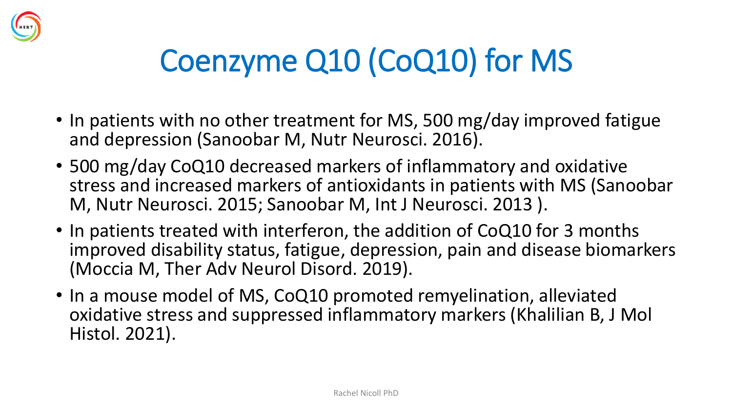# Coenzyme Q10 (CoQ10) for MS

- In patients with no other treatment for MS, 500 mg/day improved fatigue and depression (Sanoobar M, Nutr Neurosci. 2016).
- 500 mg/day CoQ10 decreased markers of inflammatory and oxidative stress and increased markers of antioxidants in patients with MS (Sanoobar M, Nutr Neurosci. 2015; Sanoobar M, Int J Neurosci. 2013 ).
- In patients treated with interferon, the addition of CoQ10 for 3 months improved disability status, fatigue, depression, pain and disease biomarkers (Moccia M, Ther Adv Neurol Disord. 2019).
- In a mouse model of MS, CoQ10 promoted remyelination, alleviated oxidative stress and suppressed inflammatory markers (Khalilian B, J Mol Histol. 2021).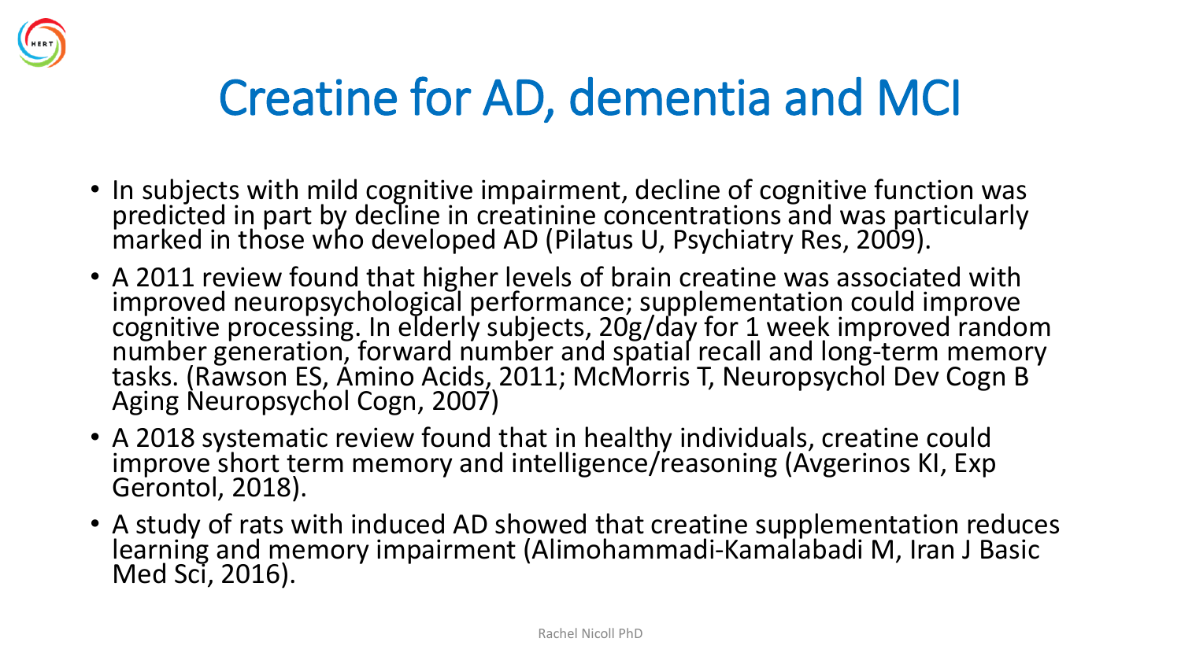# Creatine for AD, dementia and MCI

- In subjects with mild cognitive impairment, decline of cognitive function was predicted in part by decline in creatinine concentrations and was particularly marked in those who developed AD (Pilatus U, Psychiatry Res, 2009).
- A 2011 review found that higher levels of brain creatine was associated with improved neuropsychological performance; supplementation could improve cognitive processing. In elderly subjects, 20g/day for 1 week improved random number generation, forward number and spatial recall and long-term memory tasks. (Rawson ES, Amino Acids, 2011; McMorris T, Neuropsychol Dev Cogn B Aging Neuropsychol Cogn, 2007)
- A 2018 systematic review found that in healthy individuals, creatine could improve short term memory and intelligence/reasoning (Avgerinos KI, Exp Gerontol, 2018).
- A study of rats with induced AD showed that creatine supplementation reduces learning and memory impairment (Alimohammadi-Kamalabadi M, Iran J Basic Med Sci, 2016).

Rachel Nicoll PhD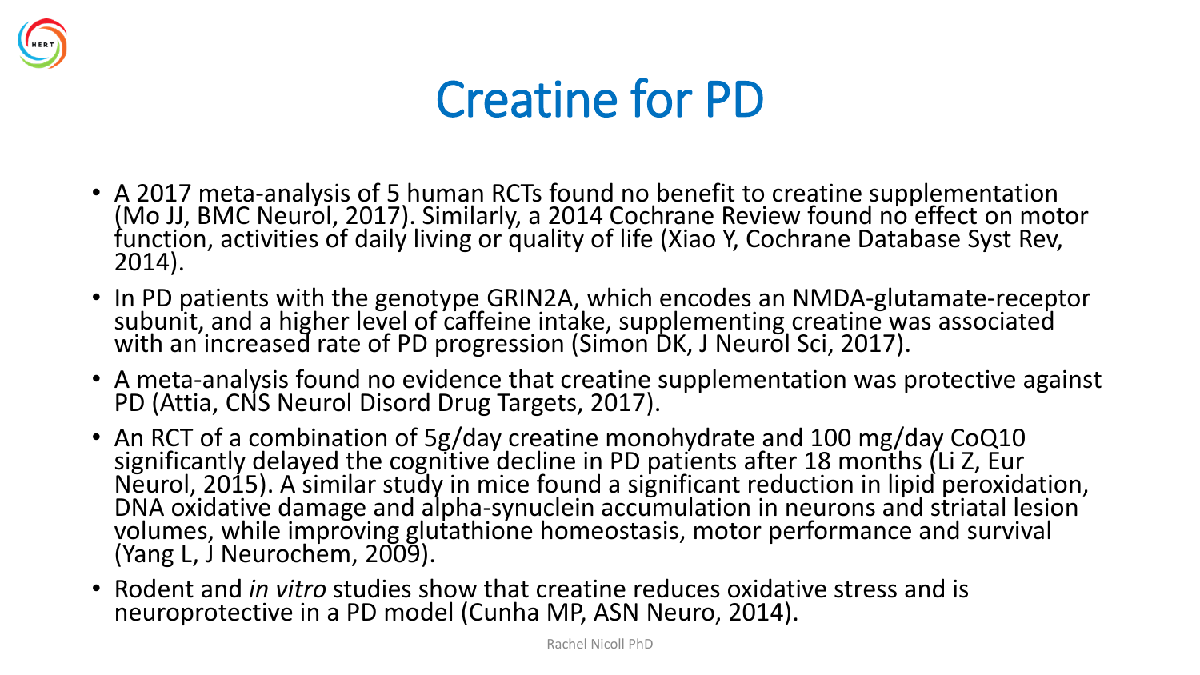# Creatine for PD

- A 2017 meta-analysis of 5 human RCTs found no benefit to creatine supplementation (Mo JJ, BMC Neurol, 2017). Similarly, a 2014 Cochrane Review found no effect on motor function, activities of daily living or quality of life (Xiao Y, Cochrane Database Syst Rev, 2014).
- In PD patients with the genotype GRIN2A, which encodes an NMDA-glutamate-receptor subunit, and a higher level of caffeine intake, supplementing creatine was associated with an increased rate of PD progression (Simon DK, J Neurol Sci, 2017).
- A meta-analysis found no evidence that creatine supplementation was protective against PD (Attia, CNS Neurol Disord Drug Targets, 2017).
- An RCT of a combination of 5g/day creatine monohydrate and 100 mg/day CoQ10 significantly delayed the cognitive decline in PD patients after 18 months (Li Z, Eur Neurol, 2015). A similar study in mice found a significant reduction in lipid peroxidation, DNA oxidative damage and alpha-synuclein accumulation in neurons and striatal lesion volumes, while improving glutathione homeostasis, motor performance and survival (Yang L, J Neurochem, 2009).
- Rodent and *in vitro* studies show that creatine reduces oxidative stress and is neuroprotective in a PD model (Cunha MP, ASN Neuro, 2014).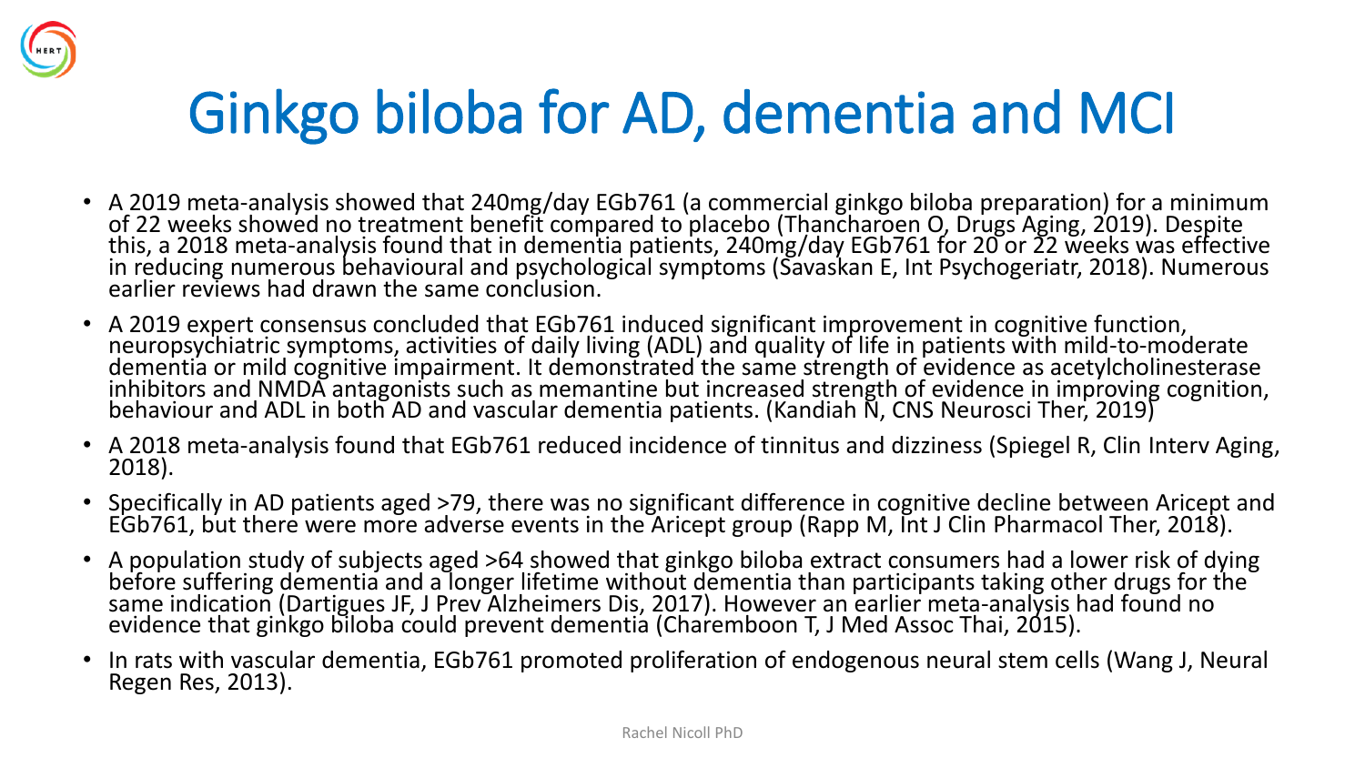# Ginkgo biloba for AD, dementia and MCI

- A 2019 meta-analysis showed that 240mg/day EGb761 (a commercial ginkgo biloba preparation) for a minimum of 22 weeks showed no treatment benefit compared to placebo (Thancharoen O, Drugs Aging, 2019). Despite this, a 2018 meta-analysis found that in dementia patients, 240mg/day EGb761 for 20 or 22 weeks was effective in reducing numerous behavioural and psychological symptoms (Savaskan E, Int Psychogeriatr, 2018). Numerous earlier reviews had drawn the same conclusion.
- A 2019 expert consensus concluded that EGb761 induced significant improvement in cognitive function, neuropsychiatric symptoms, activities of daily living (ADL) and quality of life in patients with mild-to-moderate dementia or mild cognitive impairment. It demonstrated the same strength of evidence as acetylcholinesterase inhibitors and NMDA antagonists such as memantine but increased strength of evidence in improving cognition, behaviour and ADL in both AD and vascular dementia patients. (Kandiah N, CNS Neurosci Ther, 2019)
- A 2018 meta-analysis found that EGb761 reduced incidence of tinnitus and dizziness (Spiegel R, Clin Interv Aging, 2018).
- Specifically in AD patients aged >79, there was no significant difference in cognitive decline between Aricept and EGb761, but there were more adverse events in the Aricept group (Rapp M, Int J Clin Pharmacol Ther, 2018).
- A population study of subjects aged >64 showed that ginkgo biloba extract consumers had a lower risk of dying before suffering dementia and a longer lifetime without dementia than participants taking other drugs for the same indication (Dartigues JF, J Prev Alzheimers Dis, 2017). However an earlier meta-analysis had found no evidence that ginkgo biloba could prevent dementia (Charemboon T, J Med Assoc Thai, 2015).
- In rats with vascular dementia, EGb761 promoted proliferation of endogenous neural stem cells (Wang J, Neural Regen Res, 2013).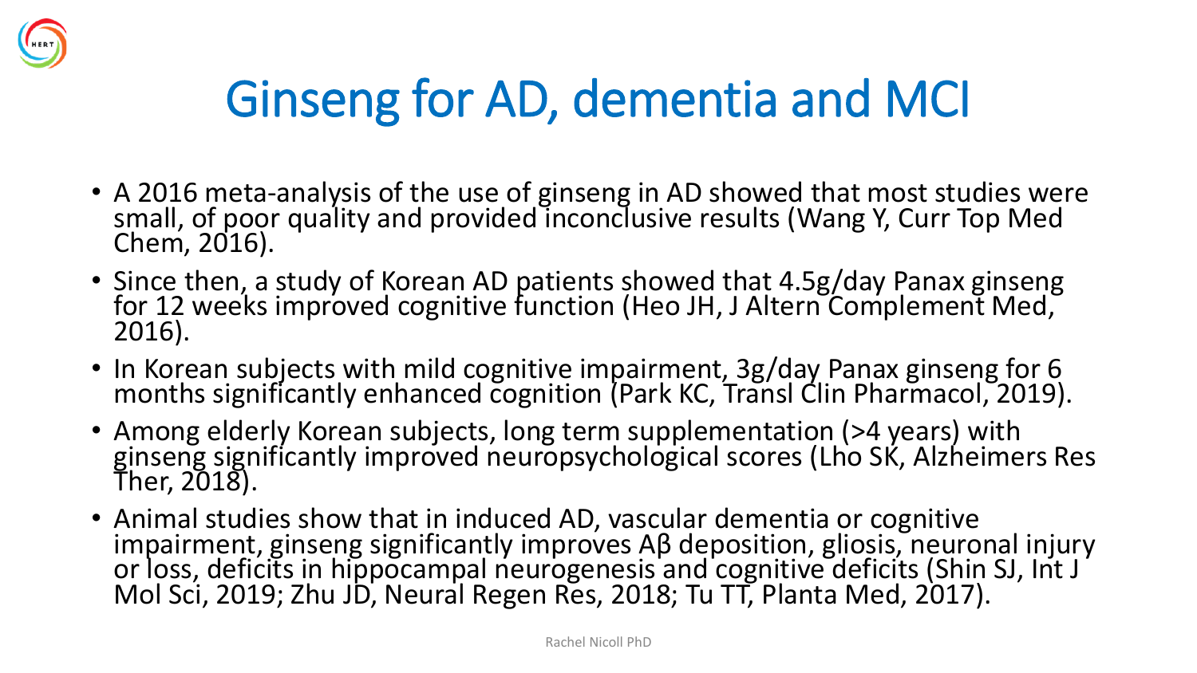# Ginseng for AD, dementia and MCI

- A 2016 meta-analysis of the use of ginseng in AD showed that most studies were small, of poor quality and provided inconclusive results (Wang Y, Curr Top Med Chem, 2016).
- Since then, a study of Korean AD patients showed that 4.5g/day Panax ginseng for 12 weeks improved cognitive function (Heo JH, J Altern Complement Med, 2016).
- In Korean subjects with mild cognitive impairment, 3g/day Panax ginseng for 6 months significantly enhanced cognition (Park KC, Transl Clin Pharmacol, 2019).
- Among elderly Korean subjects, long term supplementation (>4 years) with ginseng significantly improved neuropsychological scores (Lho SK, Alzheimers Res Ther, 2018).
- Animal studies show that in induced AD, vascular dementia or cognitive impairment, ginseng significantly improves Aβ deposition, gliosis, neuronal injury or loss, deficits in hippocampal neurogenesis and cognitive deficits (Shin SJ, Int J Mol Sci, 2019; Zhu JD, Neural Regen Res, 2018; Tu TT, Planta Med, 2017).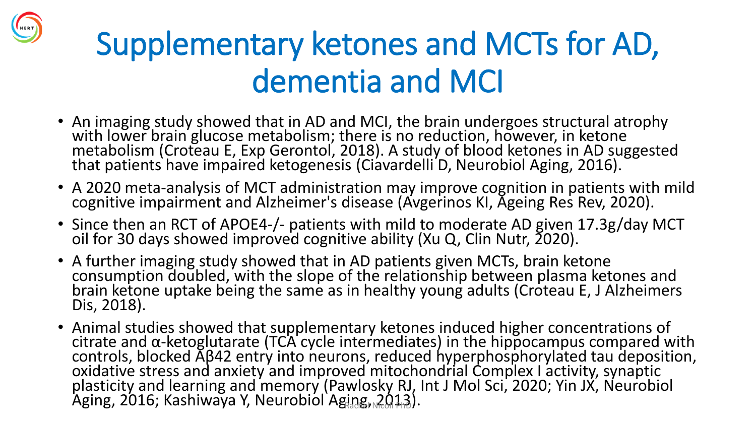# Supplementary ketones and MCTs for AD, dementia and MCI

- An imaging study showed that in AD and MCI, the brain undergoes structural atrophy with lower brain glucose metabolism; there is no reduction, however, in ketone metabolism (Croteau E, Exp Gerontol, 2018). A study of blood ketones in AD suggested that patients have impaired ketogenesis (Ciavardelli D, Neurobiol Aging, 2016).
- A 2020 meta-analysis of MCT administration may improve cognition in patients with mild cognitive impairment and Alzheimer's disease (Avgerinos KI, Ageing Res Rev, 2020).
- Since then an RCT of APOE4-/- patients with mild to moderate AD given 17.3g/day MCT oil for 30 days showed improved cognitive ability (Xu Q, Clin Nutr, 2020).
- A further imaging study showed that in AD patients given MCTs, brain ketone consumption doubled, with the slope of the relationship between plasma ketones and brain ketone uptake being the same as in healthy young adults (Croteau E, J Alzheimers Dis, 2018).
- Animal studies showed that supplementary ketones induced higher concentrations of citrate and α-ketoglutarate (TCA cycle intermediates) in the hippocampus compared with controls, blocked Aβ42 entry into neurons, reduced hyperphosphorylated tau deposition, oxidative stress and anxiety and improved mitochondrial Complex I activity, synaptic plasticity and learning and memory (Pawlosky RJ, Int J Mol Sci, 2020; Yin JX, Neurobiol Aging, 2016; Kashiwaya Y, Neurobiol Aging, 2013).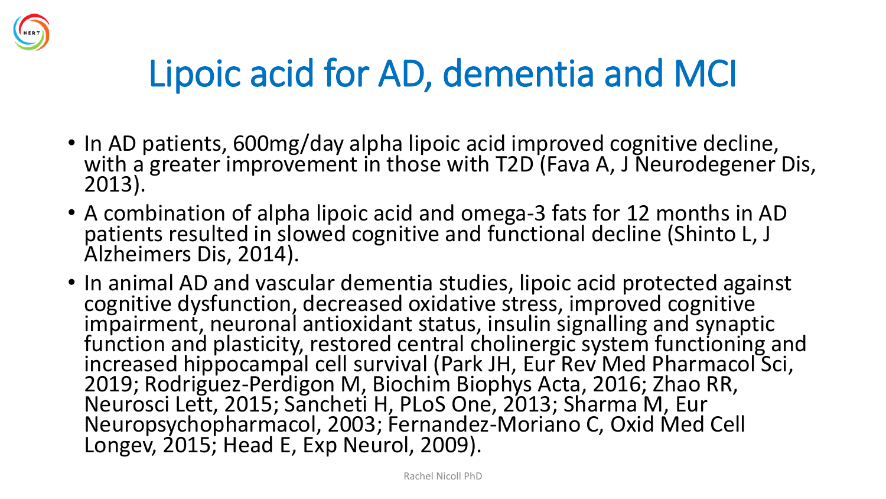# Lipoic acid for AD, dementia and MCI

- In AD patients, 600mg/day alpha lipoic acid improved cognitive decline, with a greater improvement in those with T2D (Fava A, J Neurodegener Dis, 2013).
- A combination of alpha lipoic acid and omega-3 fats for 12 months in AD patients resulted in slowed cognitive and functional decline (Shinto L, J Alzheimers Dis, 2014).
- In animal AD and vascular dementia studies, lipoic acid protected against cognitive dysfunction, decreased oxidative stress, improved cognitive impairment, neuronal antioxidant status, insulin signalling and synaptic function and plasticity, restored central cholinergic system functioning and increased hippocampal cell survival (Park JH, Eur Rev Med Pharmacol Sci, 2019; Rodriguez-Perdigon M, Biochim Biophys Acta, 2016; Zhao RR, Neurosci Lett, 2015; Sancheti H, PLoS One, 2013; Sharma M, Eur Neuropsychopharmacol, 2003; Fernandez-Moriano C, Oxid Med Cell Longev, 2015; Head E, Exp Neurol, 2009).

Rachel Nicoll PhD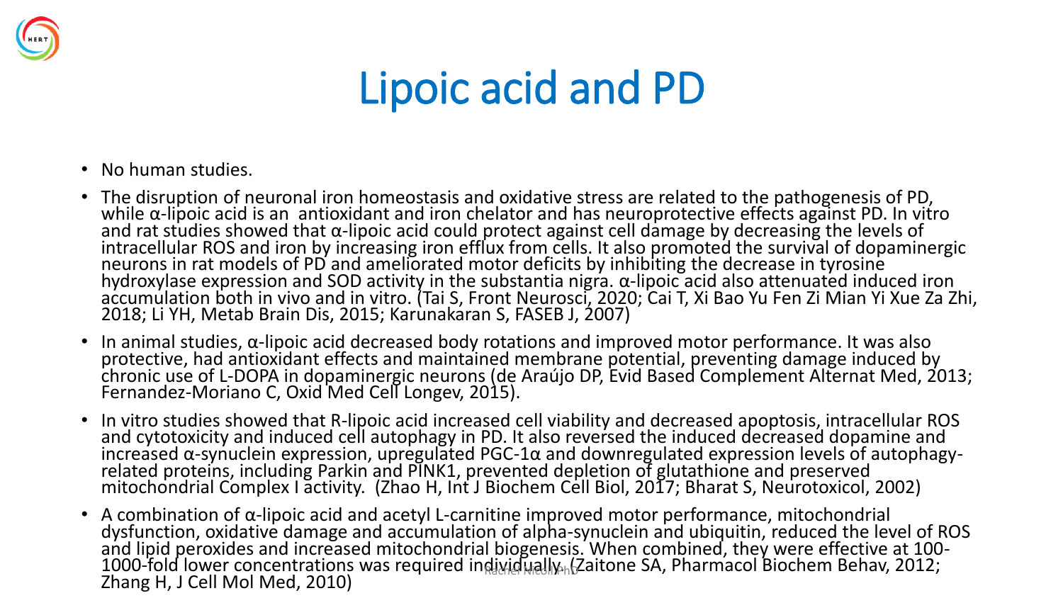# Lipoic acid and PD

- No human studies.
- The disruption of neuronal iron homeostasis and oxidative stress are related to the pathogenesis of PD, while α-lipoic acid is an antioxidant and iron chelator and has neuroprotective effects against PD. In vitro and rat studies showed that α-lipoic acid could protect against cell damage by decreasing the levels of intracellular ROS and iron by increasing iron efflux from cells. It also promoted the survival of dopaminergic neurons in rat models of PD and ameliorated motor deficits by inhibiting the decrease in tyrosine hydroxylase expression and SOD activity in the substantia nigra. α-lipoic acid also attenuated induced iron accumulation both in vivo and in vitro. (Tai S, Front Neurosci, 2020; Cai T, Xi Bao Yu Fen Zi Mian Yi Xue Za Zhi, 2018; Li YH, Metab Brain Dis, 2015; Karunakaran S, FASEB J, 2007)
- In animal studies, α-lipoic acid decreased body rotations and improved motor performance. It was also protective, had antioxidant effects and maintained membrane potential, preventing damage induced by chronic use of L-DOPA in dopaminergic neurons (de Araújo DP, Evid Based Complement Alternat Med, 2013; Fernandez-Moriano C, Oxid Med Cell Longev, 2015).
- In vitro studies showed that R-lipoic acid increased cell viability and decreased apoptosis, intracellular ROS and cytotoxicity and induced cell autophagy in PD. It also reversed the induced decreased dopamine and increased α-synuclein expression, upregulated PGC-1α and downregulated expression levels of autophagy-related proteins, including Parkin and PINK1, prevented depletion of glutathione and preserved mitochondrial Complex I activity. (Zhao H, Int J Biochem Cell Biol, 2017; Bharat S, Neurotoxicol, 2002)
- A combination of α-lipoic acid and acetyl L-carnitine improved motor performance, mitochondrial dysfunction, oxidative damage and accumulation of alpha-synuclein and ubiquitin, reduced the level of ROS and lipid peroxides and increased mitochondrial biogenesis. When combined, they were effective at 100-1000-fold lower concentrations was required individually. (Zaitone SA, Pharmacol Biochem Behav, 2012; Zhang H, J Cell Mol Med, 2010)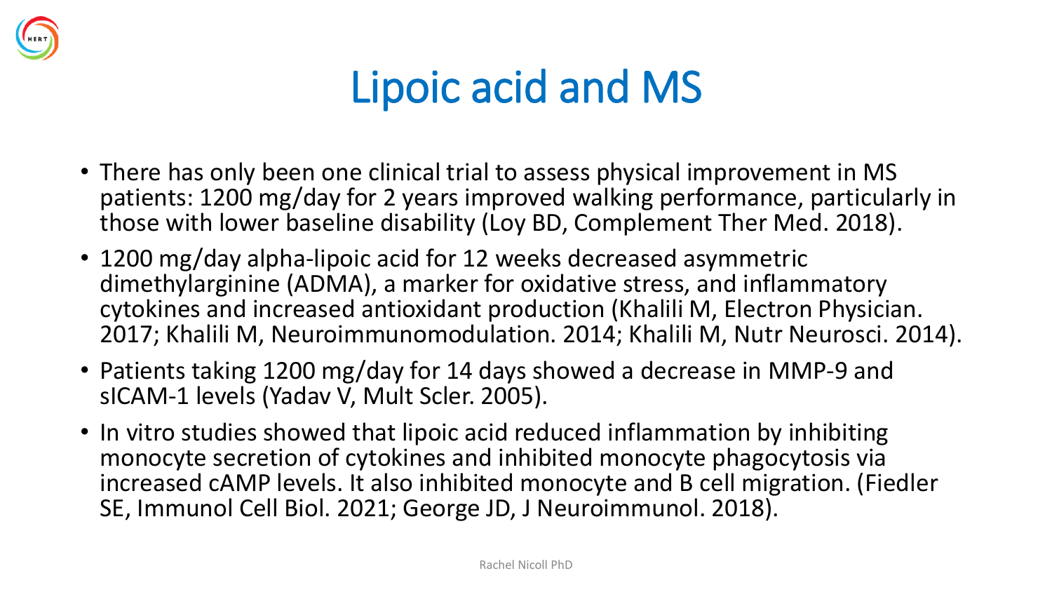# Lipoic acid and MS

- There has only been one clinical trial to assess physical improvement in MS patients: 1200 mg/day for 2 years improved walking performance, particularly in those with lower baseline disability (Loy BD, Complement Ther Med. 2018).
- 1200 mg/day alpha-lipoic acid for 12 weeks decreased asymmetric dimethylarginine (ADMA), a marker for oxidative stress, and inflammatory cytokines and increased antioxidant production (Khalili M, Electron Physician. 2017; Khalili M, Neuroimmunomodulation. 2014; Khalili M, Nutr Neurosci. 2014).
- Patients taking 1200 mg/day for 14 days showed a decrease in MMP-9 and sICAM-1 levels (Yadav V, Mult Scler. 2005).
- In vitro studies showed that lipoic acid reduced inflammation by inhibiting monocyte secretion of cytokines and inhibited monocyte phagocytosis via increased cAMP levels. It also inhibited monocyte and B cell migration. (Fiedler SE, Immunol Cell Biol. 2021; George JD, J Neuroimmunol. 2018).

Rachel Nicoll PhD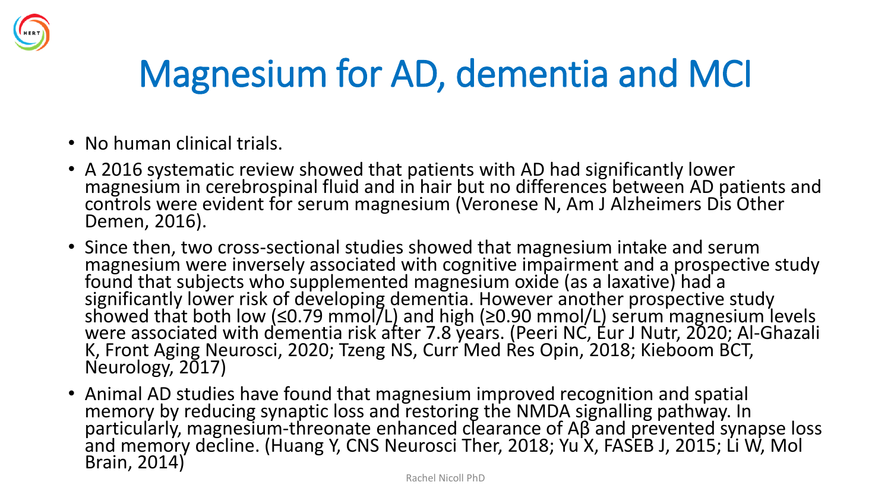# Magnesium for AD, dementia and MCI

- No human clinical trials.
- A 2016 systematic review showed that patients with AD had significantly lower magnesium in cerebrospinal fluid and in hair but no differences between AD patients and controls were evident for serum magnesium (Veronese N, Am J Alzheimers Dis Other Demen, 2016).
- Since then, two cross-sectional studies showed that magnesium intake and serum magnesium were inversely associated with cognitive impairment and a prospective study found that subjects who supplemented magnesium oxide (as a laxative) had a significantly lower risk of developing dementia. However another prospective study showed that both low (≤0.79 mmol/L) and high (≥0.90 mmol/L) serum magnesium levels were associated with dementia risk after 7.8 years. (Peeri NC, Eur J Nutr, 2020; Al-Ghazali K, Front Aging Neurosci, 2020; Tzeng NS, Curr Med Res Opin, 2018; Kieboom BCT, Neurology, 2017)
- Animal AD studies have found that magnesium improved recognition and spatial memory by reducing synaptic loss and restoring the NMDA signalling pathway. In particularly, magnesium-threonate enhanced clearance of Aβ and prevented synapse loss and memory decline. (Huang Y, CNS Neurosci Ther, 2018; Yu X, FASEB J, 2015; Li W, Mol Brain, 2014)

Rachel Nicoll PhD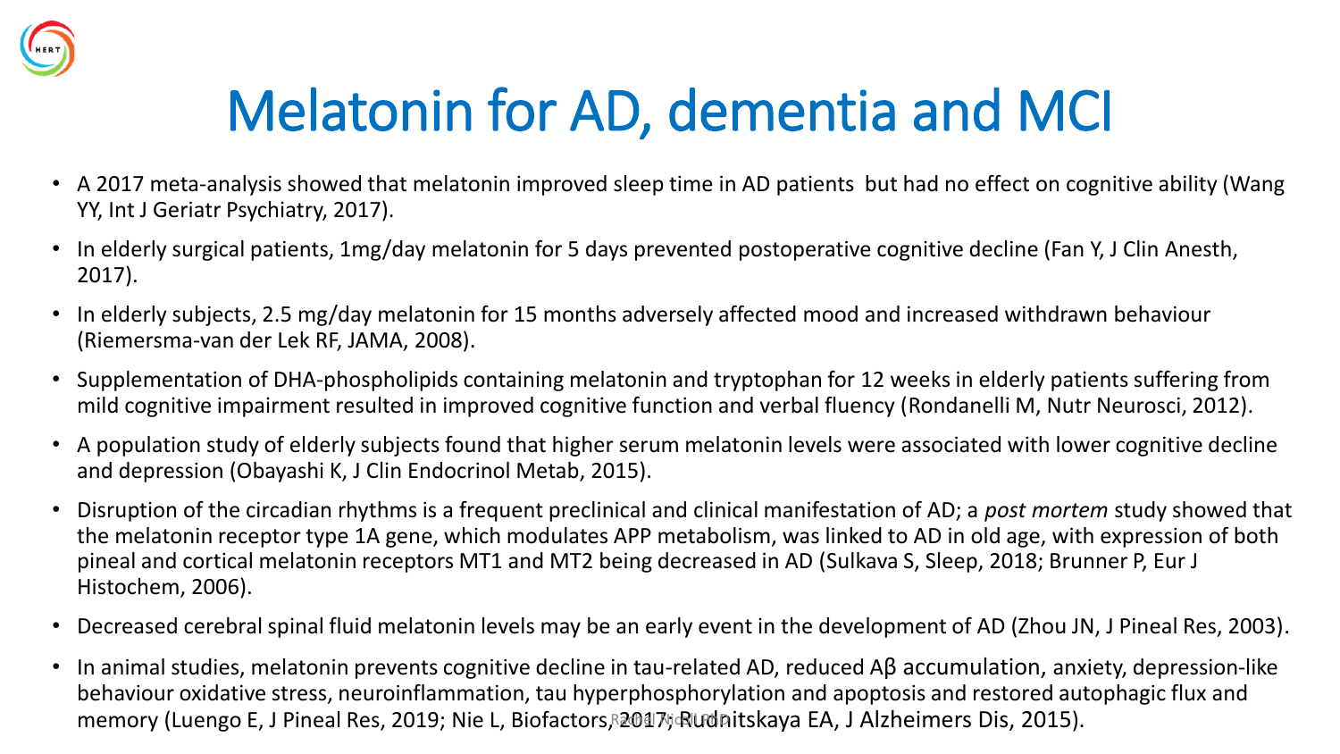# Melatonin for AD, dementia and MCI

- A 2017 meta-analysis showed that melatonin improved sleep time in AD patients but had no effect on cognitive ability (Wang YY, Int J Geriatr Psychiatry, 2017).
- In elderly surgical patients, 1mg/day melatonin for 5 days prevented postoperative cognitive decline (Fan Y, J Clin Anesth, 2017).
- In elderly subjects, 2.5 mg/day melatonin for 15 months adversely affected mood and increased withdrawn behaviour (Riemersma-van der Lek RF, JAMA, 2008).
- Supplementation of DHA-phospholipids containing melatonin and tryptophan for 12 weeks in elderly patients suffering from mild cognitive impairment resulted in improved cognitive function and verbal fluency (Rondanelli M, Nutr Neurosci, 2012).
- A population study of elderly subjects found that higher serum melatonin levels were associated with lower cognitive decline and depression (Obayashi K, J Clin Endocrinol Metab, 2015).
- Disruption of the circadian rhythms is a frequent preclinical and clinical manifestation of AD; a *post mortem* study showed that the melatonin receptor type 1A gene, which modulates APP metabolism, was linked to AD in old age, with expression of both pineal and cortical melatonin receptors MT1 and MT2 being decreased in AD (Sulkava S, Sleep, 2018; Brunner P, Eur J Histochem, 2006).
- Decreased cerebral spinal fluid melatonin levels may be an early event in the development of AD (Zhou JN, J Pineal Res, 2003).
- In animal studies, melatonin prevents cognitive decline in tau-related AD, reduced Aβ accumulation, anxiety, depression-like behaviour oxidative stress, neuroinflammation, tau hyperphosphorylation and apoptosis and restored autophagic flux and memory (Luengo E, J Pineal Res, 2019; Nie L, Biofactors, 2017; Rudnitskaya EA, J Alzheimers Dis, 2015).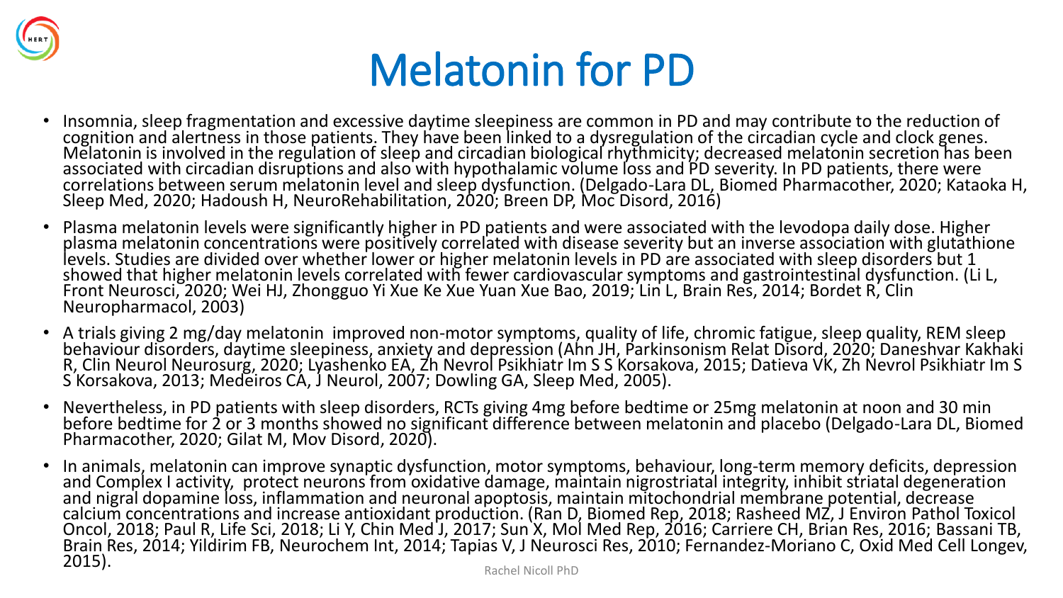# Melatonin for PD

- Insomnia, sleep fragmentation and excessive daytime sleepiness are common in PD and may contribute to the reduction of cognition and alertness in those patients. They have been linked to a dysregulation of the circadian cycle and clock genes. Melatonin is involved in the regulation of sleep and circadian biological rhythmicity; decreased melatonin secretion has been associated with circadian disruptions and also with hypothalamic volume loss and PD severity. In PD patients, there were correlations between serum melatonin level and sleep dysfunction. (Delgado-Lara DL, Biomed Pharmacother, 2020; Kataoka H, Sleep Med, 2020; Hadoush H, NeuroRehabilitation, 2020; Breen DP, Moc Disord, 2016)
- Plasma melatonin levels were significantly higher in PD patients and were associated with the levodopa daily dose. Higher plasma melatonin concentrations were positively correlated with disease severity but an inverse association with glutathione levels. Studies are divided over whether lower or higher melatonin levels in PD are associated with sleep disorders but 1 showed that higher melatonin levels correlated with fewer cardiovascular symptoms and gastrointestinal dysfunction. (Li L, Front Neurosci, 2020; Wei HJ, Zhongguo Yi Xue Ke Xue Yuan Xue Bao, 2019; Lin L, Brain Res, 2014; Bordet R, Clin Neuropharmacol, 2003)
- A trials giving 2 mg/day melatonin improved non-motor symptoms, quality of life, chromic fatigue, sleep quality, REM sleep behaviour disorders, daytime sleepiness, anxiety and depression (Ahn JH, Parkinsonism Relat Disord, 2020; Daneshvar Kakhaki R, Clin Neurol Neurosurg, 2020; Lyashenko EA, Zh Nevrol Psikhiatr Im S S Korsakova, 2015; Datieva VK, Zh Nevrol Psikhiatr Im S S Korsakova, 2013; Medeiros CA, J Neurol, 2007; Dowling GA, Sleep Med, 2005).
- Nevertheless, in PD patients with sleep disorders, RCTs giving 4mg before bedtime or 25mg melatonin at noon and 30 min before bedtime for 2 or 3 months showed no significant difference between melatonin and placebo (Delgado-Lara DL, Biomed Pharmacother, 2020; Gilat M, Mov Disord, 2020).
- In animals, melatonin can improve synaptic dysfunction, motor symptoms, behaviour, long-term memory deficits, depression and Complex I activity, protect neurons from oxidative damage, maintain nigrostriatal integrity, inhibit striatal degeneration and nigral dopamine loss, inflammation and neuronal apoptosis, maintain mitochondrial membrane potential, decrease calcium concentrations and increase antioxidant production. (Ran D, Biomed Rep, 2018; Rasheed MZ, J Environ Pathol Toxicol Oncol, 2018; Paul R, Life Sci, 2018; Li Y, Chin Med J, 2017; Sun X, Mol Med Rep, 2016; Carriere CH, Brian Res, 2016; Bassani TB, Brain Res, 2014; Yildirim FB, Neurochem Int, 2014; Tapias V, J Neurosci Res, 2010; Fernandez-Moriano C, Oxid Med Cell Longev, 2015).

Rachel Nicoll PhD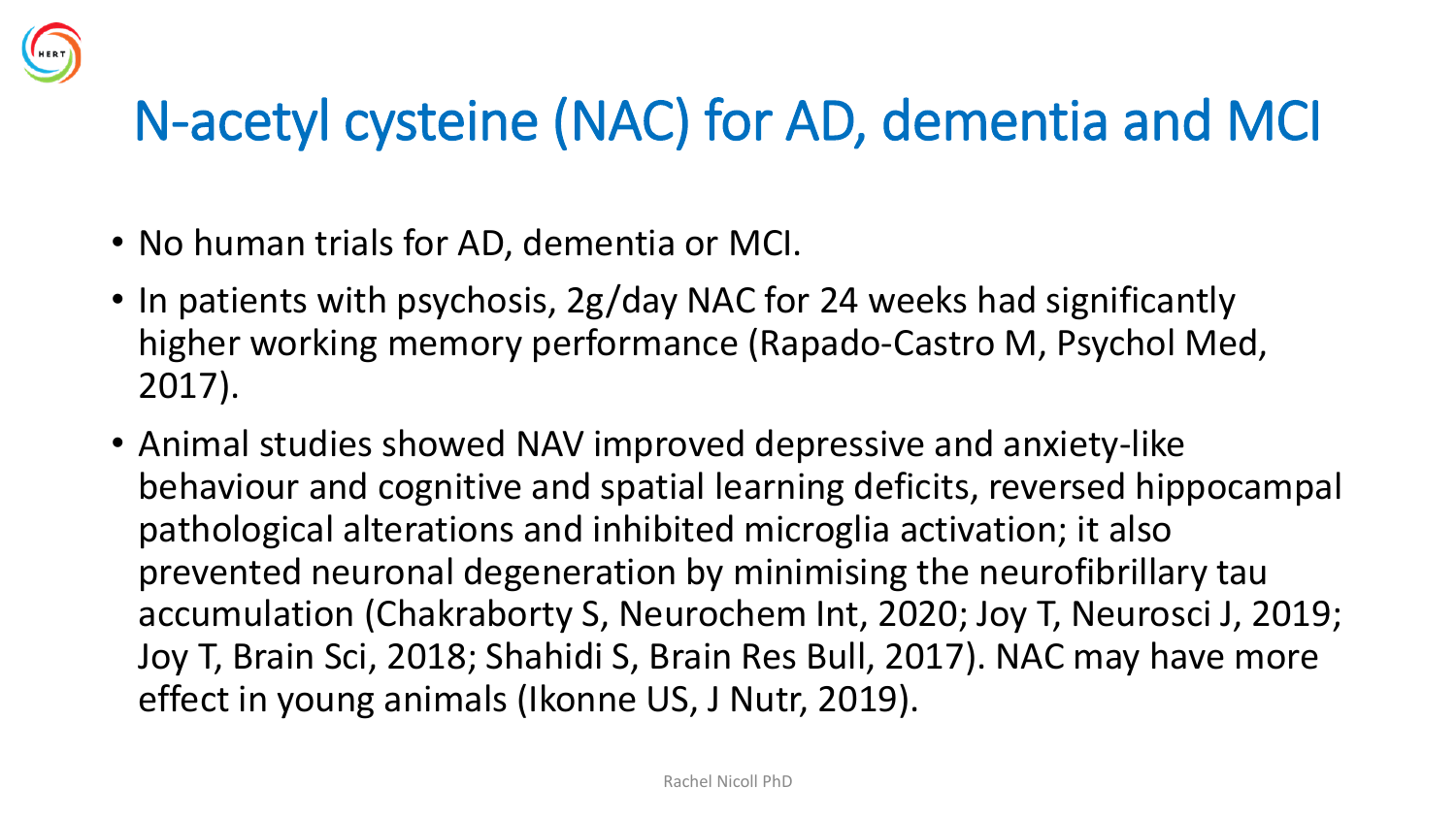# N-acetyl cysteine (NAC) for AD, dementia and MCI

- No human trials for AD, dementia or MCI.
- In patients with psychosis, 2g/day NAC for 24 weeks had significantly higher working memory performance (Rapado-Castro M, Psychol Med, 2017).
- Animal studies showed NAV improved depressive and anxiety-like behaviour and cognitive and spatial learning deficits, reversed hippocampal pathological alterations and inhibited microglia activation; it also prevented neuronal degeneration by minimising the neurofibrillary tau accumulation (Chakraborty S, Neurochem Int, 2020; Joy T, Neurosci J, 2019; Joy T, Brain Sci, 2018; Shahidi S, Brain Res Bull, 2017). NAC may have more effect in young animals (Ikonne US, J Nutr, 2019).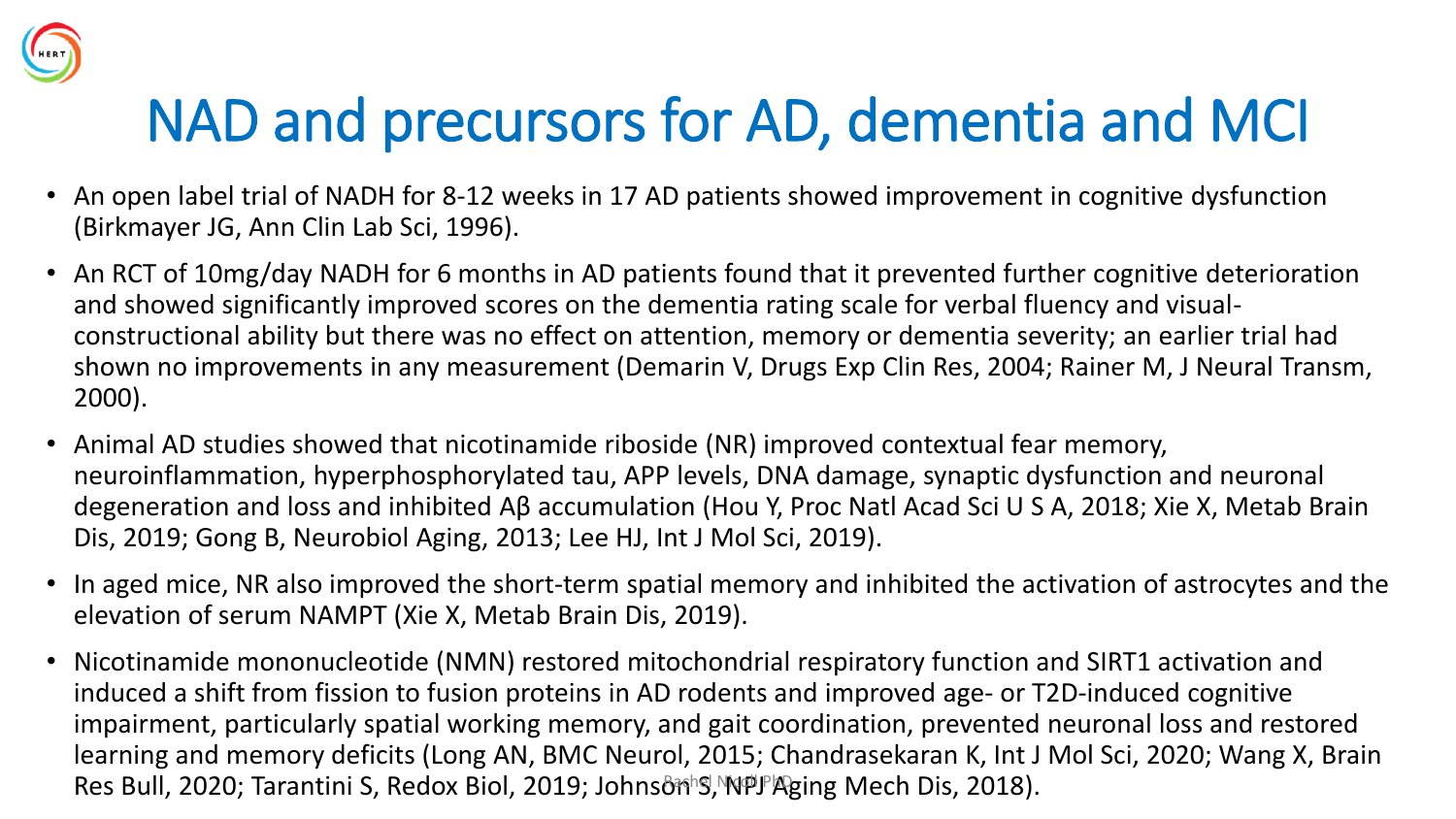# NAD and precursors for AD, dementia and MCI

- An open label trial of NADH for 8-12 weeks in 17 AD patients showed improvement in cognitive dysfunction (Birkmayer JG, Ann Clin Lab Sci, 1996).
- An RCT of 10mg/day NADH for 6 months in AD patients found that it prevented further cognitive deterioration and showed significantly improved scores on the dementia rating scale for verbal fluency and visual-constructional ability but there was no effect on attention, memory or dementia severity; an earlier trial had shown no improvements in any measurement (Demarin V, Drugs Exp Clin Res, 2004; Rainer M, J Neural Transm, 2000).
- Animal AD studies showed that nicotinamide riboside (NR) improved contextual fear memory, neuroinflammation, hyperphosphorylated tau, APP levels, DNA damage, synaptic dysfunction and neuronal degeneration and loss and inhibited Aβ accumulation (Hou Y, Proc Natl Acad Sci U S A, 2018; Xie X, Metab Brain Dis, 2019; Gong B, Neurobiol Aging, 2013; Lee HJ, Int J Mol Sci, 2019).
- In aged mice, NR also improved the short-term spatial memory and inhibited the activation of astrocytes and the elevation of serum NAMPT (Xie X, Metab Brain Dis, 2019).
- Nicotinamide mononucleotide (NMN) restored mitochondrial respiratory function and SIRT1 activation and induced a shift from fission to fusion proteins in AD rodents and improved age- or T2D-induced cognitive impairment, particularly spatial working memory, and gait coordination, prevented neuronal loss and restored learning and memory deficits (Long AN, BMC Neurol, 2015; Chandrasekaran K, Int J Mol Sci, 2020; Wang X, Brain Res Bull, 2020; Tarantini S, Redox Biol, 2019; Johnson S, NPJ Aging Mech Dis, 2018).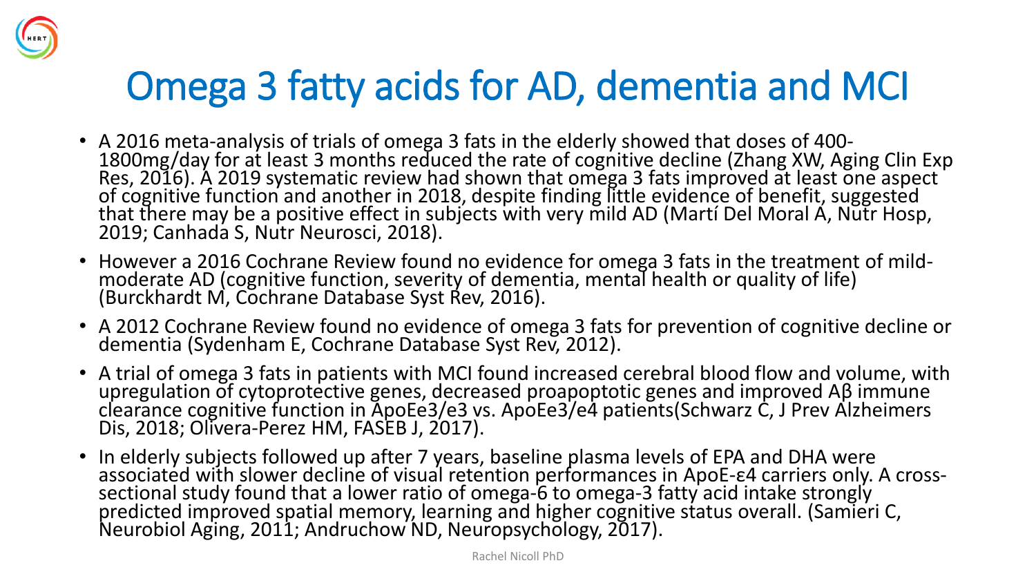# Omega 3 fatty acids for AD, dementia and MCI

- A 2016 meta-analysis of trials of omega 3 fats in the elderly showed that doses of 400-1800mg/day for at least 3 months reduced the rate of cognitive decline (Zhang XW, Aging Clin Exp Res, 2016). A 2019 systematic review had shown that omega 3 fats improved at least one aspect of cognitive function and another in 2018, despite finding little evidence of benefit, suggested that there may be a positive effect in subjects with very mild AD (Martí Del Moral A, Nutr Hosp, 2019; Canhada S, Nutr Neurosci, 2018).
- However a 2016 Cochrane Review found no evidence for omega 3 fats in the treatment of mild-moderate AD (cognitive function, severity of dementia, mental health or quality of life) (Burckhardt M, Cochrane Database Syst Rev, 2016).
- A 2012 Cochrane Review found no evidence of omega 3 fats for prevention of cognitive decline or dementia (Sydenham E, Cochrane Database Syst Rev, 2012).
- A trial of omega 3 fats in patients with MCI found increased cerebral blood flow and volume, with upregulation of cytoprotective genes, decreased proapoptotic genes and improved Aβ immune clearance cognitive function in ApoEe3/e3 vs. ApoEe3/e4 patients(Schwarz C, J Prev Alzheimers Dis, 2018; Olivera-Perez HM, FASEB J, 2017).
- In elderly subjects followed up after 7 years, baseline plasma levels of EPA and DHA were associated with slower decline of visual retention performances in ApoE-ε4 carriers only. A cross-sectional study found that a lower ratio of omega-6 to omega-3 fatty acid intake strongly predicted improved spatial memory, learning and higher cognitive status overall. (Samieri C, Neurobiol Aging, 2011; Andruchow ND, Neuropsychology, 2017).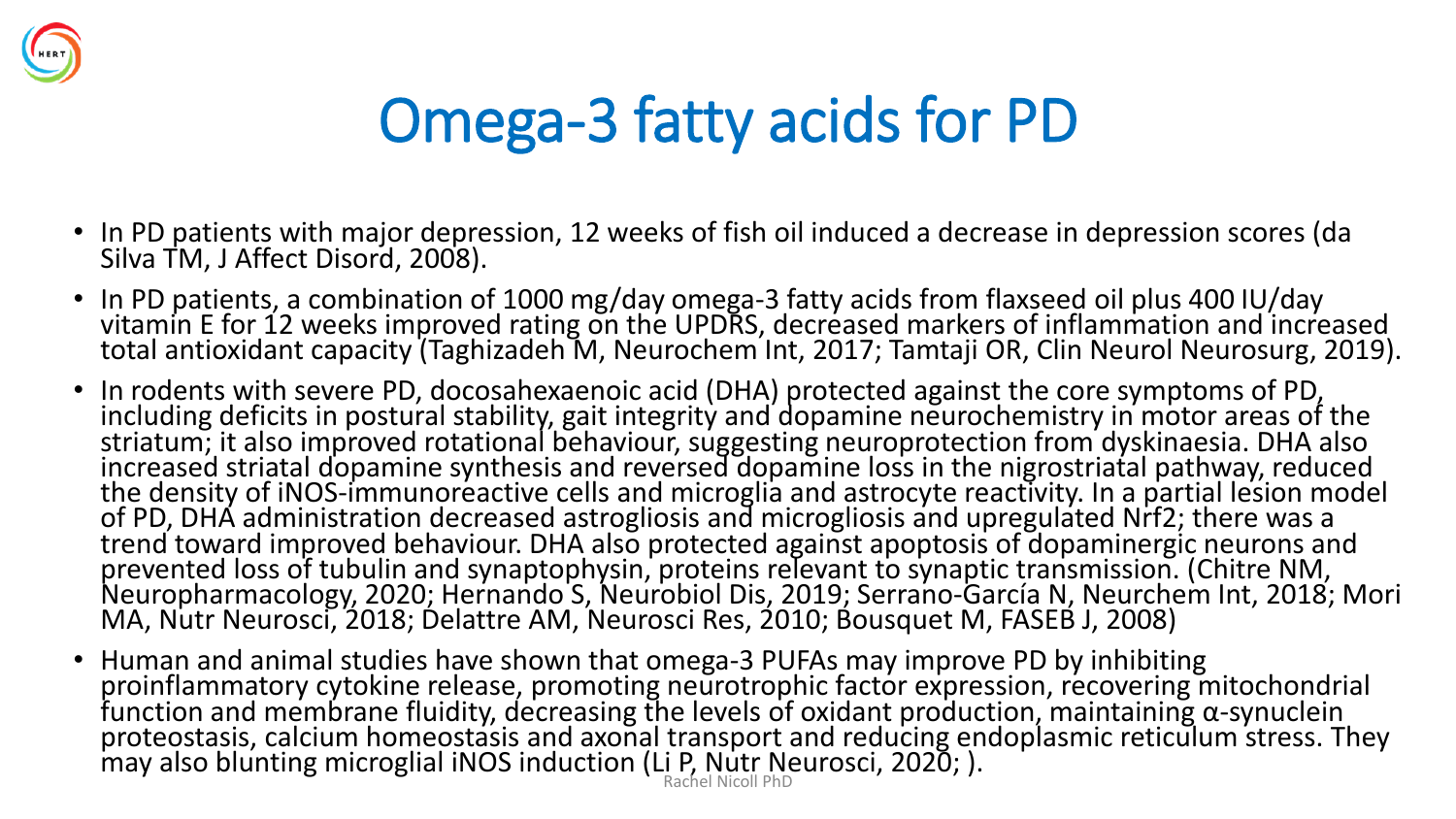# Omega-3 fatty acids for PD

- In PD patients with major depression, 12 weeks of fish oil induced a decrease in depression scores (da Silva TM, J Affect Disord, 2008).
- In PD patients, a combination of 1000 mg/day omega-3 fatty acids from flaxseed oil plus 400 IU/day vitamin E for 12 weeks improved rating on the UPDRS, decreased markers of inflammation and increased total antioxidant capacity (Taghizadeh M, Neurochem Int, 2017; Tamtaji OR, Clin Neurol Neurosurg, 2019).
- In rodents with severe PD, docosahexaenoic acid (DHA) protected against the core symptoms of PD, including deficits in postural stability, gait integrity and dopamine neurochemistry in motor areas of the striatum; it also improved rotational behaviour, suggesting neuroprotection from dyskinaesia. DHA also increased striatal dopamine synthesis and reversed dopamine loss in the nigrostriatal pathway, reduced the density of iNOS-immunoreactive cells and microglia and astrocyte reactivity. In a partial lesion model of PD, DHA administration decreased astrogliosis and microgliosis and upregulated Nrf2; there was a trend toward improved behaviour. DHA also protected against apoptosis of dopaminergic neurons and prevented loss of tubulin and synaptophysin, proteins relevant to synaptic transmission. (Chitre NM, Neuropharmacology, 2020; Hernando S, Neurobiol Dis, 2019; Serrano-García N, Neurchem Int, 2018; Mori MA, Nutr Neurosci, 2018; Delattre AM, Neurosci Res, 2010; Bousquet M, FASEB J, 2008)
- Human and animal studies have shown that omega-3 PUFAs may improve PD by inhibiting proinflammatory cytokine release, promoting neurotrophic factor expression, recovering mitochondrial function and membrane fluidity, decreasing the levels of oxidant production, maintaining α-synuclein proteostasis, calcium homeostasis and axonal transport and reducing endoplasmic reticulum stress. They may also blunting microglial iNOS induction (Li P, Nutr Neurosci, 2020; ).

Rachel Nicoll PhD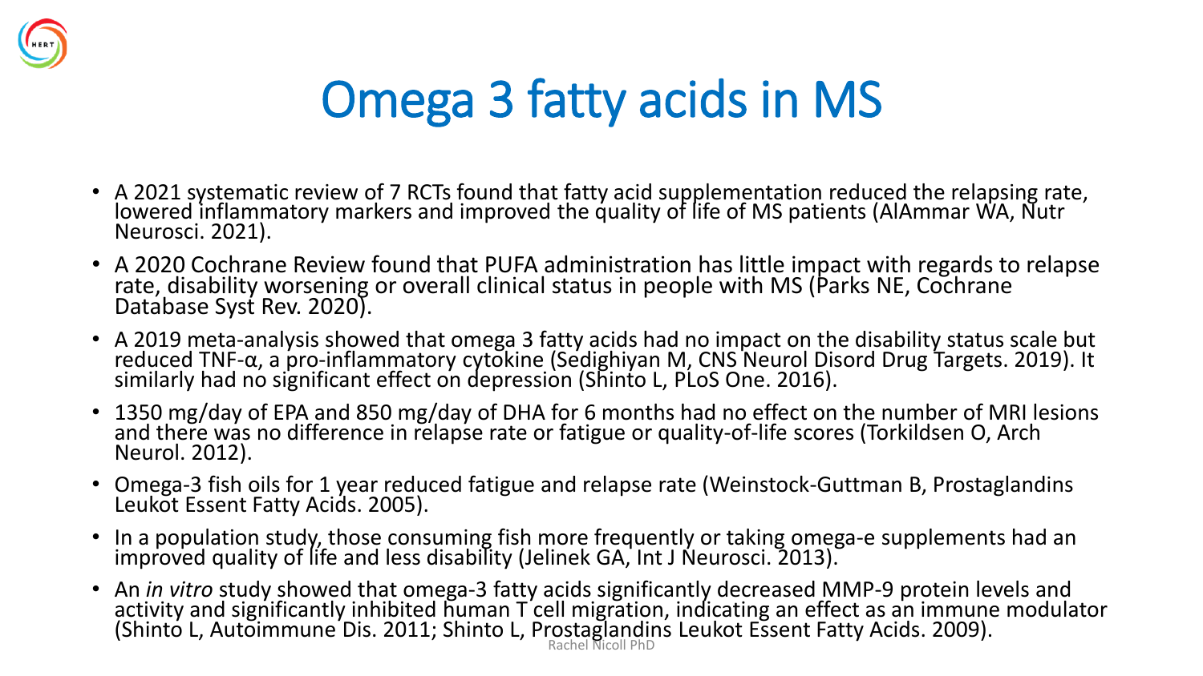# Omega 3 fatty acids in MS

- A 2021 systematic review of 7 RCTs found that fatty acid supplementation reduced the relapsing rate, lowered inflammatory markers and improved the quality of life of MS patients (AlAmmar WA, Nutr Neurosci. 2021).
- A 2020 Cochrane Review found that PUFA administration has little impact with regards to relapse rate, disability worsening or overall clinical status in people with MS (Parks NE, Cochrane Database Syst Rev. 2020).
- A 2019 meta-analysis showed that omega 3 fatty acids had no impact on the disability status scale but reduced TNF-α, a pro-inflammatory cytokine (Sedighiyan M, CNS Neurol Disord Drug Targets. 2019). It similarly had no significant effect on depression (Shinto L, PLoS One. 2016).
- 1350 mg/day of EPA and 850 mg/day of DHA for 6 months had no effect on the number of MRI lesions and there was no difference in relapse rate or fatigue or quality-of-life scores (Torkildsen O, Arch Neurol. 2012).
- Omega-3 fish oils for 1 year reduced fatigue and relapse rate (Weinstock-Guttman B, Prostaglandins Leukot Essent Fatty Acids. 2005).
- In a population study, those consuming fish more frequently or taking omega-e supplements had an improved quality of life and less disability (Jelinek GA, Int J Neurosci. 2013).
- An *in vitro* study showed that omega-3 fatty acids significantly decreased MMP-9 protein levels and activity and significantly inhibited human T cell migration, indicating an effect as an immune modulator (Shinto L, Autoimmune Dis. 2011; Shinto L, Prostaglandins Leukot Essent Fatty Acids. 2009).

Rachel Nicoll PhD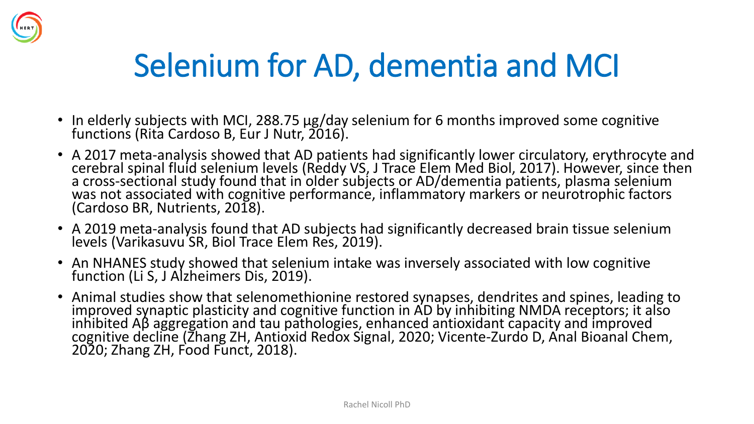# Selenium for AD, dementia and MCI

- In elderly subjects with MCI, 288.75 μg/day selenium for 6 months improved some cognitive functions (Rita Cardoso B, Eur J Nutr, 2016).
- A 2017 meta-analysis showed that AD patients had significantly lower circulatory, erythrocyte and cerebral spinal fluid selenium levels (Reddy VS, J Trace Elem Med Biol, 2017). However, since then a cross-sectional study found that in older subjects or AD/dementia patients, plasma selenium was not associated with cognitive performance, inflammatory markers or neurotrophic factors (Cardoso BR, Nutrients, 2018).
- A 2019 meta-analysis found that AD subjects had significantly decreased brain tissue selenium levels (Varikasuvu SR, Biol Trace Elem Res, 2019).
- An NHANES study showed that selenium intake was inversely associated with low cognitive function (Li S, J Alzheimers Dis, 2019).
- Animal studies show that selenomethionine restored synapses, dendrites and spines, leading to improved synaptic plasticity and cognitive function in AD by inhibiting NMDA receptors; it also inhibited Aβ aggregation and tau pathologies, enhanced antioxidant capacity and improved cognitive decline (Zhang ZH, Antioxid Redox Signal, 2020; Vicente-Zurdo D, Anal Bioanal Chem, 2020; Zhang ZH, Food Funct, 2018).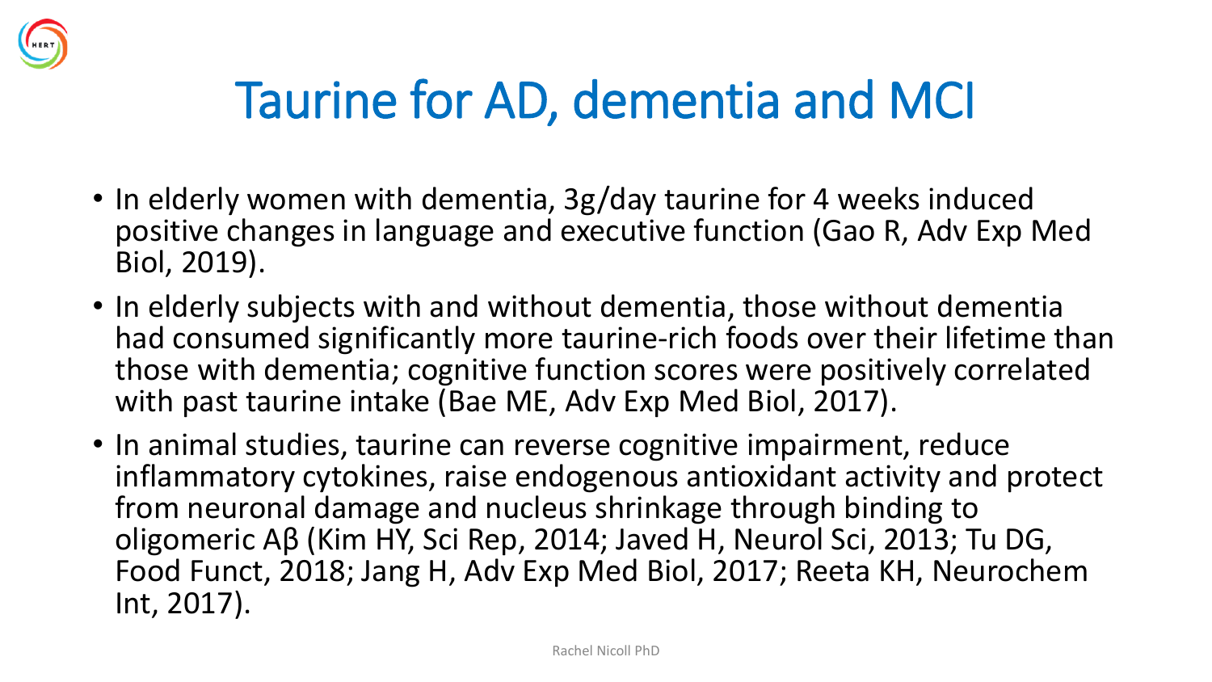# Taurine for AD, dementia and MCI

- In elderly women with dementia, 3g/day taurine for 4 weeks induced positive changes in language and executive function (Gao R, Adv Exp Med Biol, 2019).
- In elderly subjects with and without dementia, those without dementia had consumed significantly more taurine-rich foods over their lifetime than those with dementia; cognitive function scores were positively correlated with past taurine intake (Bae ME, Adv Exp Med Biol, 2017).
- In animal studies, taurine can reverse cognitive impairment, reduce inflammatory cytokines, raise endogenous antioxidant activity and protect from neuronal damage and nucleus shrinkage through binding to oligomeric Aβ (Kim HY, Sci Rep, 2014; Javed H, Neurol Sci, 2013; Tu DG, Food Funct, 2018; Jang H, Adv Exp Med Biol, 2017; Reeta KH, Neurochem Int, 2017).

Rachel Nicoll PhD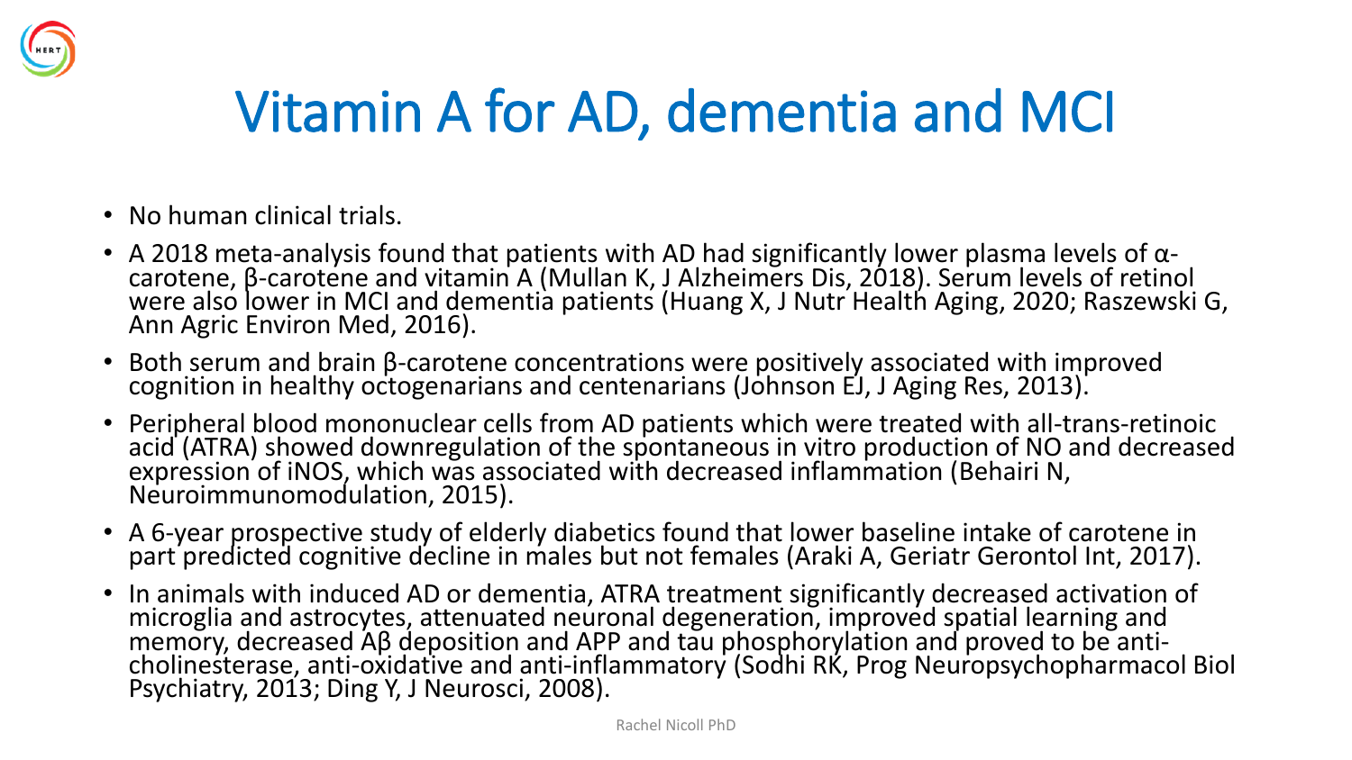# Vitamin A for AD, dementia and MCI

- No human clinical trials.
- A 2018 meta-analysis found that patients with AD had significantly lower plasma levels of α-carotene, β-carotene and vitamin A (Mullan K, J Alzheimers Dis, 2018). Serum levels of retinol were also lower in MCI and dementia patients (Huang X, J Nutr Health Aging, 2020; Raszewski G, Ann Agric Environ Med, 2016).
- Both serum and brain β-carotene concentrations were positively associated with improved cognition in healthy octogenarians and centenarians (Johnson EJ, J Aging Res, 2013).
- Peripheral blood mononuclear cells from AD patients which were treated with all-trans-retinoic acid (ATRA) showed downregulation of the spontaneous in vitro production of NO and decreased expression of iNOS, which was associated with decreased inflammation (Behairi N, Neuroimmunomodulation, 2015).
- A 6-year prospective study of elderly diabetics found that lower baseline intake of carotene in part predicted cognitive decline in males but not females (Araki A, Geriatr Gerontol Int, 2017).
- In animals with induced AD or dementia, ATRA treatment significantly decreased activation of microglia and astrocytes, attenuated neuronal degeneration, improved spatial learning and memory, decreased Aβ deposition and APP and tau phosphorylation and proved to be anti-cholinesterase, anti-oxidative and anti-inflammatory (Sodhi RK, Prog Neuropsychopharmacol Biol Psychiatry, 2013; Ding Y, J Neurosci, 2008).

Rachel Nicoll PhD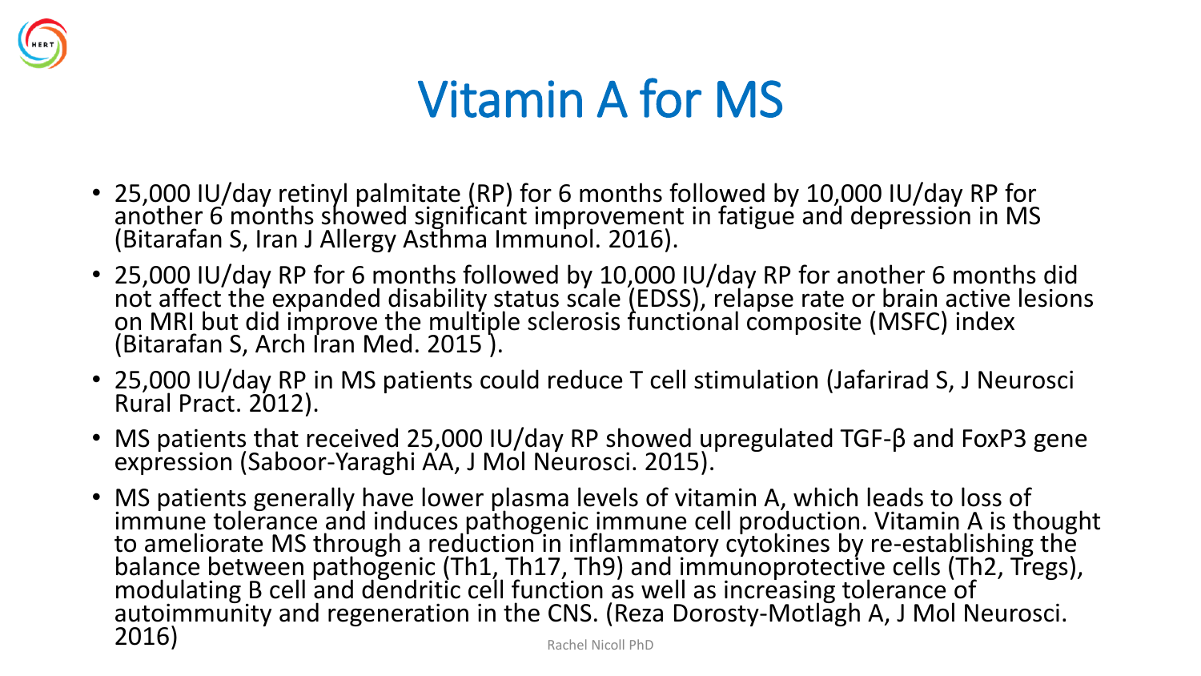# Vitamin A for MS

- 25,000 IU/day retinyl palmitate (RP) for 6 months followed by 10,000 IU/day RP for another 6 months showed significant improvement in fatigue and depression in MS (Bitarafan S, Iran J Allergy Asthma Immunol. 2016).
- 25,000 IU/day RP for 6 months followed by 10,000 IU/day RP for another 6 months did not affect the expanded disability status scale (EDSS), relapse rate or brain active lesions on MRI but did improve the multiple sclerosis functional composite (MSFC) index (Bitarafan S, Arch Iran Med. 2015 ).
- 25,000 IU/day RP in MS patients could reduce T cell stimulation (Jafarirad S, J Neurosci Rural Pract. 2012).
- MS patients that received 25,000 IU/day RP showed upregulated TGF-β and FoxP3 gene expression (Saboor-Yaraghi AA, J Mol Neurosci. 2015).
- MS patients generally have lower plasma levels of vitamin A, which leads to loss of immune tolerance and induces pathogenic immune cell production. Vitamin A is thought to ameliorate MS through a reduction in inflammatory cytokines by re-establishing the balance between pathogenic (Th1, Th17, Th9) and immunoprotective cells (Th2, Tregs), modulating B cell and dendritic cell function as well as increasing tolerance of autoimmunity and regeneration in the CNS. (Reza Dorosty-Motlagh A, J Mol Neurosci. 2016)

Rachel Nicoll PhD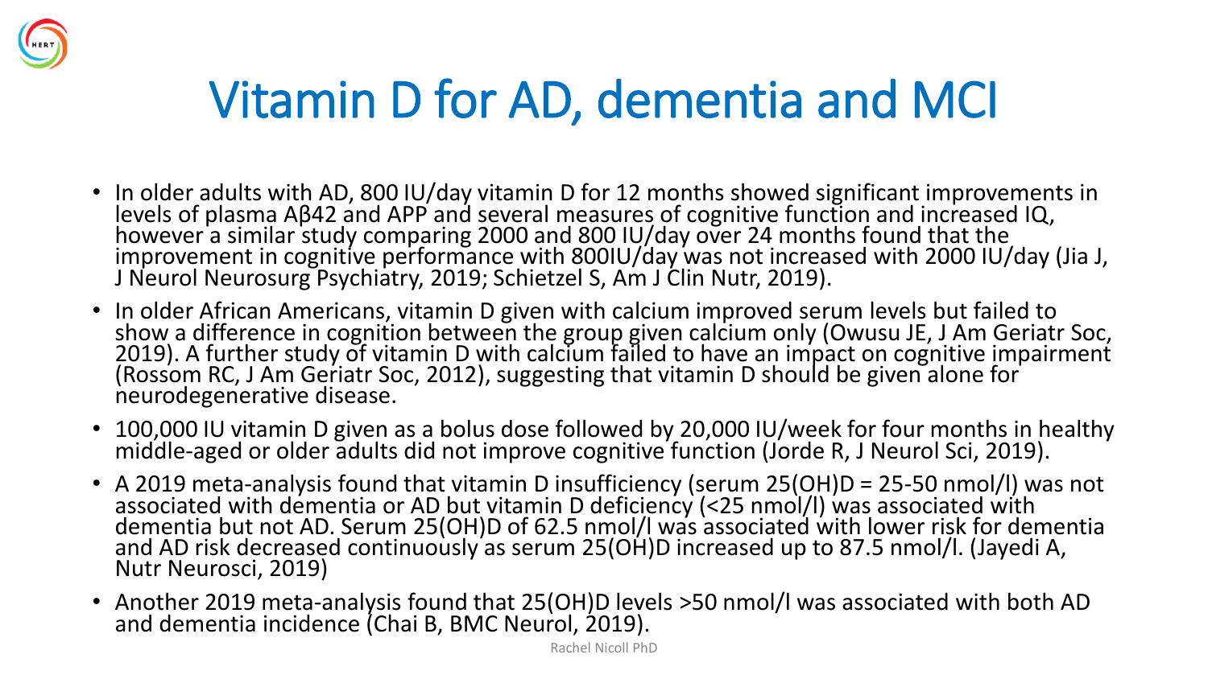# Vitamin D for AD, dementia and MCI

- In older adults with AD, 800 IU/day vitamin D for 12 months showed significant improvements in levels of plasma Aβ42 and APP and several measures of cognitive function and increased IQ, however a similar study comparing 2000 and 800 IU/day over 24 months found that the improvement in cognitive performance with 800IU/day was not increased with 2000 IU/day (Jia J, J Neurol Neurosurg Psychiatry, 2019; Schietzel S, Am J Clin Nutr, 2019).
- In older African Americans, vitamin D given with calcium improved serum levels but failed to show a difference in cognition between the group given calcium only (Owusu JE, J Am Geriatr Soc, 2019). A further study of vitamin D with calcium failed to have an impact on cognitive impairment (Rossom RC, J Am Geriatr Soc, 2012), suggesting that vitamin D should be given alone for neurodegenerative disease.
- 100,000 IU vitamin D given as a bolus dose followed by 20,000 IU/week for four months in healthy middle-aged or older adults did not improve cognitive function (Jorde R, J Neurol Sci, 2019).
- A 2019 meta-analysis found that vitamin D insufficiency (serum 25(OH)D = 25-50 nmol/l) was not associated with dementia or AD but vitamin D deficiency (<25 nmol/l) was associated with dementia but not AD. Serum 25(OH)D of 62.5 nmol/l was associated with lower risk for dementia and AD risk decreased continuously as serum 25(OH)D increased up to 87.5 nmol/l. (Jayedi A, Nutr Neurosci, 2019)
- Another 2019 meta-analysis found that 25(OH)D levels >50 nmol/l was associated with both AD and dementia incidence (Chai B, BMC Neurol, 2019).

Rachel Nicoll PhD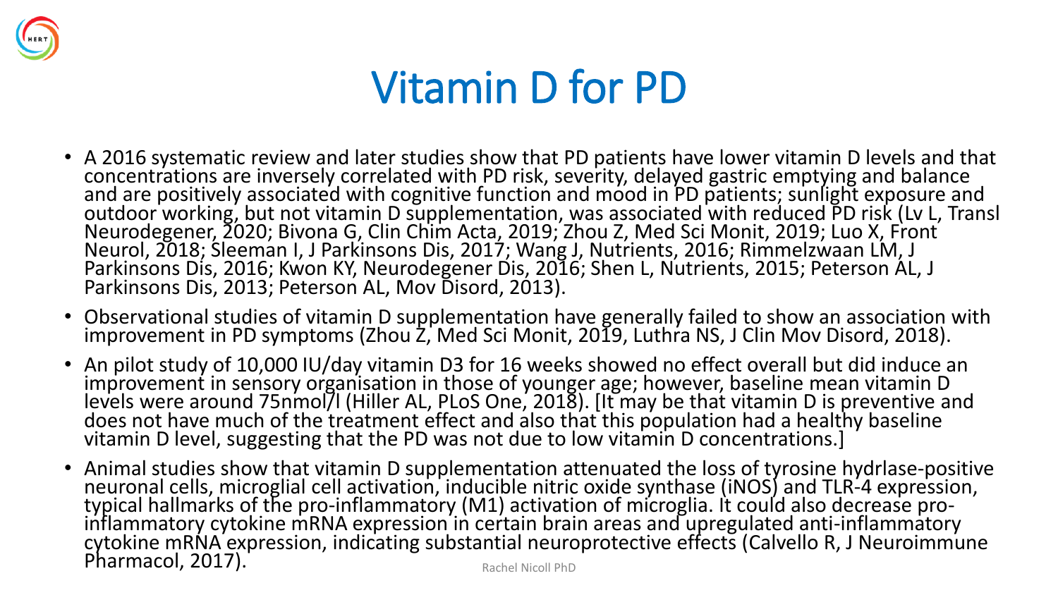# Vitamin D for PD

- A 2016 systematic review and later studies show that PD patients have lower vitamin D levels and that concentrations are inversely correlated with PD risk, severity, delayed gastric emptying and balance and are positively associated with cognitive function and mood in PD patients; sunlight exposure and outdoor working, but not vitamin D supplementation, was associated with reduced PD risk (Lv L, Transl Neurodegener, 2020; Bivona G, Clin Chim Acta, 2019; Zhou Z, Med Sci Monit, 2019; Luo X, Front Neurol, 2018; Sleeman I, J Parkinsons Dis, 2017; Wang J, Nutrients, 2016; Rimmelzwaan LM, J Parkinsons Dis, 2016; Kwon KY, Neurodegener Dis, 2016; Shen L, Nutrients, 2015; Peterson AL, J Parkinsons Dis, 2013; Peterson AL, Mov Disord, 2013).
- Observational studies of vitamin D supplementation have generally failed to show an association with improvement in PD symptoms (Zhou Z, Med Sci Monit, 2019, Luthra NS, J Clin Mov Disord, 2018).
- An pilot study of 10,000 IU/day vitamin D3 for 16 weeks showed no effect overall but did induce an improvement in sensory organisation in those of younger age; however, baseline mean vitamin D levels were around 75nmol/l (Hiller AL, PLoS One, 2018). [It may be that vitamin D is preventive and does not have much of the treatment effect and also that this population had a healthy baseline vitamin D level, suggesting that the PD was not due to low vitamin D concentrations.]
- Animal studies show that vitamin D supplementation attenuated the loss of tyrosine hydrlase-positive neuronal cells, microglial cell activation, inducible nitric oxide synthase (iNOS) and TLR-4 expression, typical hallmarks of the pro-inflammatory (M1) activation of microglia. It could also decrease pro-inflammatory cytokine mRNA expression in certain brain areas and upregulated anti-inflammatory cytokine mRNA expression, indicating substantial neuroprotective effects (Calvello R, J Neuroimmune Pharmacol, 2017).

Rachel Nicoll PhD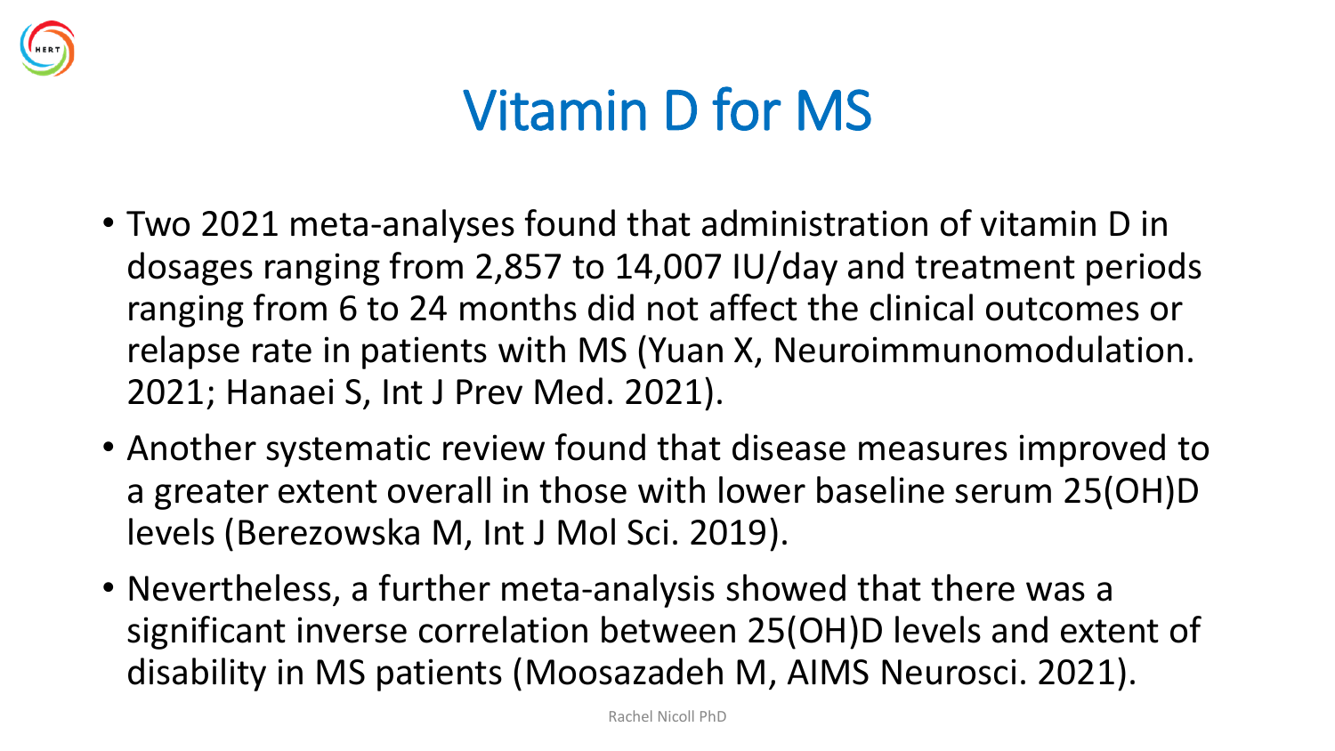# Vitamin D for MS

- Two 2021 meta-analyses found that administration of vitamin D in dosages ranging from 2,857 to 14,007 IU/day and treatment periods ranging from 6 to 24 months did not affect the clinical outcomes or relapse rate in patients with MS (Yuan X, Neuroimmunomodulation. 2021; Hanaei S, Int J Prev Med. 2021).
- Another systematic review found that disease measures improved to a greater extent overall in those with lower baseline serum 25(OH)D levels (Berezowska M, Int J Mol Sci. 2019).
- Nevertheless, a further meta-analysis showed that there was a significant inverse correlation between 25(OH)D levels and extent of disability in MS patients (Moosazadeh M, AIMS Neurosci. 2021).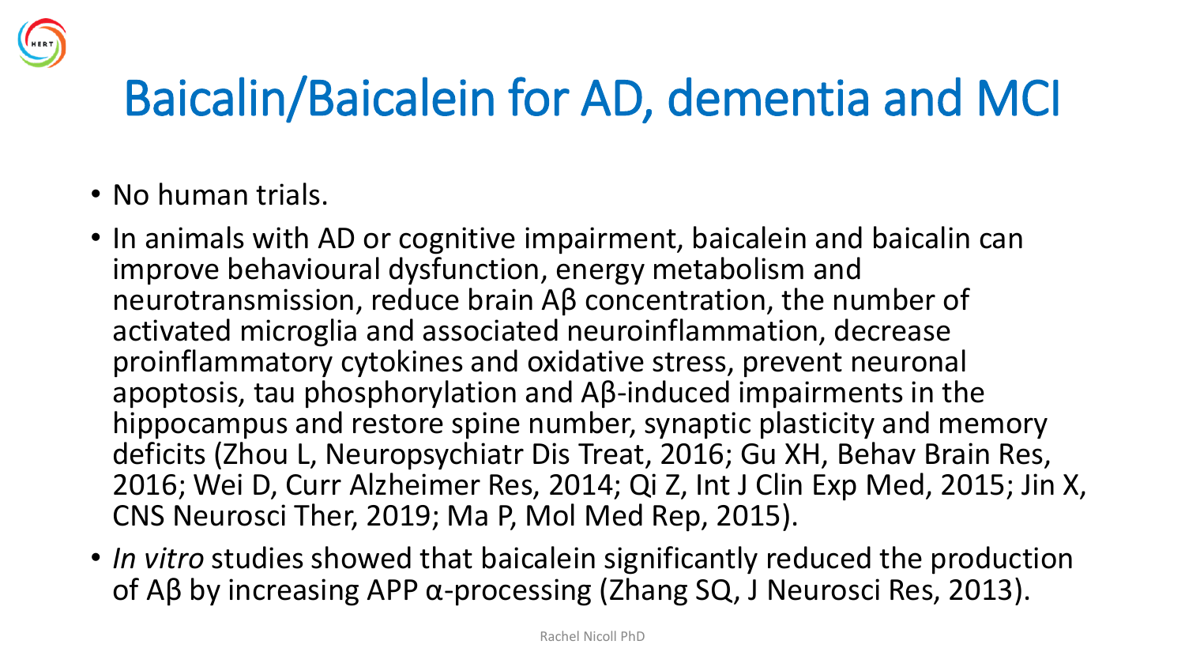# Baicalin/Baicalein for AD, dementia and MCI

- No human trials.
- In animals with AD or cognitive impairment, baicalein and baicalin can improve behavioural dysfunction, energy metabolism and neurotransmission, reduce brain Aβ concentration, the number of activated microglia and associated neuroinflammation, decrease proinflammatory cytokines and oxidative stress, prevent neuronal apoptosis, tau phosphorylation and Aβ-induced impairments in the hippocampus and restore spine number, synaptic plasticity and memory deficits (Zhou L, Neuropsychiatr Dis Treat, 2016; Gu XH, Behav Brain Res, 2016; Wei D, Curr Alzheimer Res, 2014; Qi Z, Int J Clin Exp Med, 2015; Jin X, CNS Neurosci Ther, 2019; Ma P, Mol Med Rep, 2015).
- *In vitro* studies showed that baicalein significantly reduced the production of Aβ by increasing APP α-processing (Zhang SQ, J Neurosci Res, 2013).

Rachel Nicoll PhD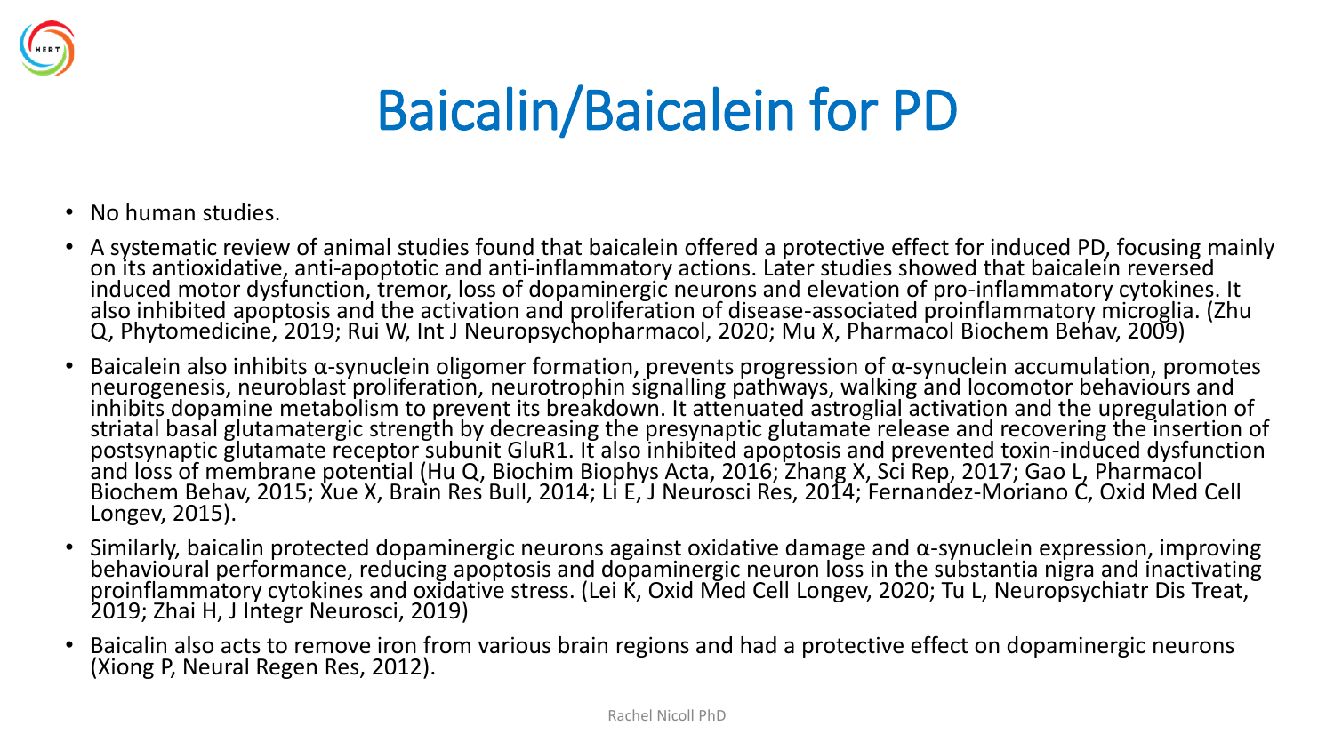# Baicalin/Baicalein for PD

- No human studies.
- A systematic review of animal studies found that baicalein offered a protective effect for induced PD, focusing mainly on its antioxidative, anti-apoptotic and anti-inflammatory actions. Later studies showed that baicalein reversed induced motor dysfunction, tremor, loss of dopaminergic neurons and elevation of pro-inflammatory cytokines. It also inhibited apoptosis and the activation and proliferation of disease-associated proinflammatory microglia. (Zhu Q, Phytomedicine, 2019; Rui W, Int J Neuropsychopharmacol, 2020; Mu X, Pharmacol Biochem Behav, 2009)
- Baicalein also inhibits α-synuclein oligomer formation, prevents progression of α-synuclein accumulation, promotes neurogenesis, neuroblast proliferation, neurotrophin signalling pathways, walking and locomotor behaviours and inhibits dopamine metabolism to prevent its breakdown. It attenuated astroglial activation and the upregulation of striatal basal glutamatergic strength by decreasing the presynaptic glutamate release and recovering the insertion of postsynaptic glutamate receptor subunit GluR1. It also inhibited apoptosis and prevented toxin-induced dysfunction and loss of membrane potential (Hu Q, Biochim Biophys Acta, 2016; Zhang X, Sci Rep, 2017; Gao L, Pharmacol Biochem Behav, 2015; Xue X, Brain Res Bull, 2014; Li E, J Neurosci Res, 2014; Fernandez-Moriano C, Oxid Med Cell Longev, 2015).
- Similarly, baicalin protected dopaminergic neurons against oxidative damage and α-synuclein expression, improving behavioural performance, reducing apoptosis and dopaminergic neuron loss in the substantia nigra and inactivating proinflammatory cytokines and oxidative stress. (Lei K, Oxid Med Cell Longev, 2020; Tu L, Neuropsychiatr Dis Treat, 2019; Zhai H, J Integr Neurosci, 2019)
- Baicalin also acts to remove iron from various brain regions and had a protective effect on dopaminergic neurons (Xiong P, Neural Regen Res, 2012).

Rachel Nicoll PhD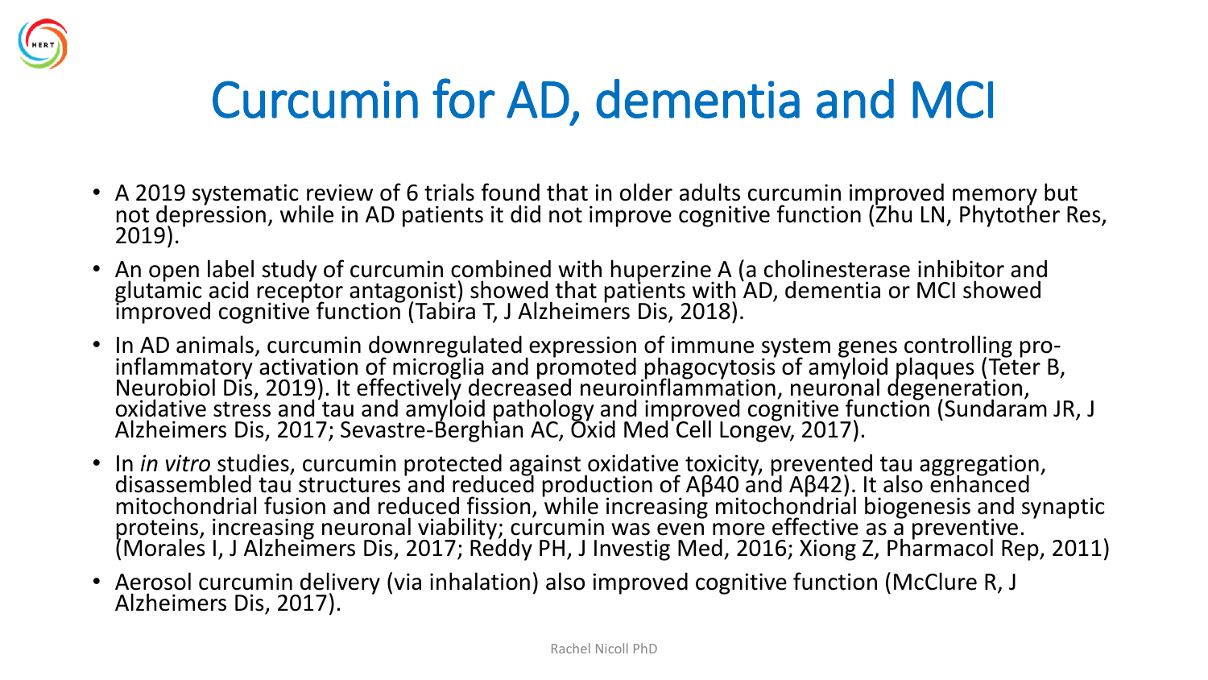# Curcumin for AD, dementia and MCI

- A 2019 systematic review of 6 trials found that in older adults curcumin improved memory but not depression, while in AD patients it did not improve cognitive function (Zhu LN, Phytother Res, 2019).
- An open label study of curcumin combined with huperzine A (a cholinesterase inhibitor and glutamic acid receptor antagonist) showed that patients with AD, dementia or MCI showed improved cognitive function (Tabira T, J Alzheimers Dis, 2018).
- In AD animals, curcumin downregulated expression of immune system genes controlling pro-inflammatory activation of microglia and promoted phagocytosis of amyloid plaques (Teter B, Neurobiol Dis, 2019). It effectively decreased neuroinflammation, neuronal degeneration, oxidative stress and tau and amyloid pathology and improved cognitive function (Sundaram JR, J Alzheimers Dis, 2017; Sevastre-Berghian AC, Oxid Med Cell Longev, 2017).
- In *in vitro* studies, curcumin protected against oxidative toxicity, prevented tau aggregation, disassembled tau structures and reduced production of Aβ40 and Aβ42). It also enhanced mitochondrial fusion and reduced fission, while increasing mitochondrial biogenesis and synaptic proteins, increasing neuronal viability; curcumin was even more effective as a preventive. (Morales I, J Alzheimers Dis, 2017; Reddy PH, J Investig Med, 2016; Xiong Z, Pharmacol Rep, 2011)
- Aerosol curcumin delivery (via inhalation) also improved cognitive function (McClure R, J Alzheimers Dis, 2017).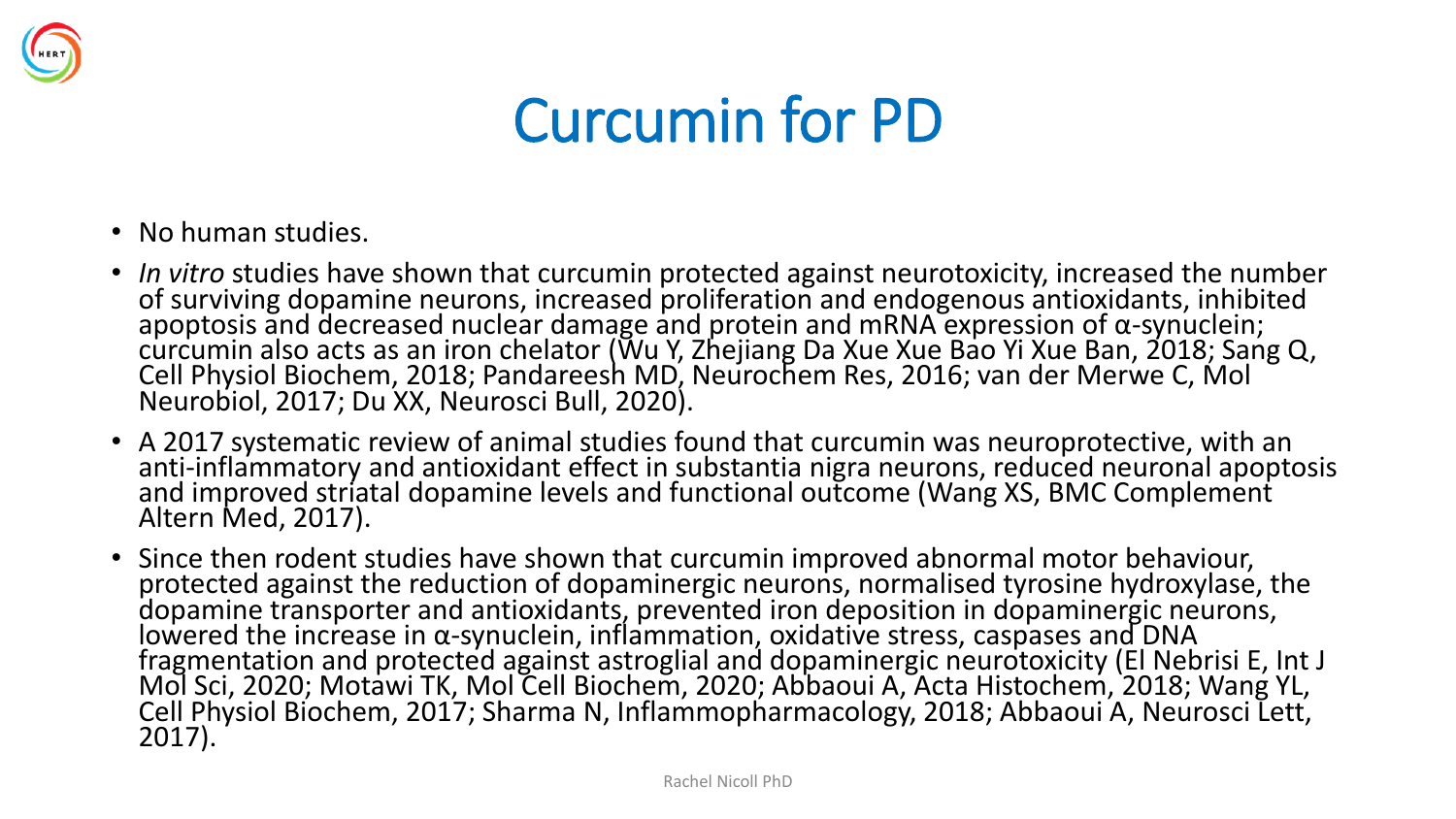# Curcumin for PD

- No human studies.
- *In vitro* studies have shown that curcumin protected against neurotoxicity, increased the number of surviving dopamine neurons, increased proliferation and endogenous antioxidants, inhibited apoptosis and decreased nuclear damage and protein and mRNA expression of α-synuclein; curcumin also acts as an iron chelator (Wu Y, Zhejiang Da Xue Xue Bao Yi Xue Ban, 2018; Sang Q, Cell Physiol Biochem, 2018; Pandareesh MD, Neurochem Res, 2016; van der Merwe C, Mol Neurobiol, 2017; Du XX, Neurosci Bull, 2020).
- A 2017 systematic review of animal studies found that curcumin was neuroprotective, with an anti-inflammatory and antioxidant effect in substantia nigra neurons, reduced neuronal apoptosis and improved striatal dopamine levels and functional outcome (Wang XS, BMC Complement Altern Med, 2017).
- Since then rodent studies have shown that curcumin improved abnormal motor behaviour, protected against the reduction of dopaminergic neurons, normalised tyrosine hydroxylase, the dopamine transporter and antioxidants, prevented iron deposition in dopaminergic neurons, lowered the increase in α-synuclein, inflammation, oxidative stress, caspases and DNA fragmentation and protected against astroglial and dopaminergic neurotoxicity (El Nebrisi E, Int J Mol Sci, 2020; Motawi TK, Mol Cell Biochem, 2020; Abbaoui A, Acta Histochem, 2018; Wang YL, Cell Physiol Biochem, 2017; Sharma N, Inflammopharmacology, 2018; Abbaoui A, Neurosci Lett, 2017).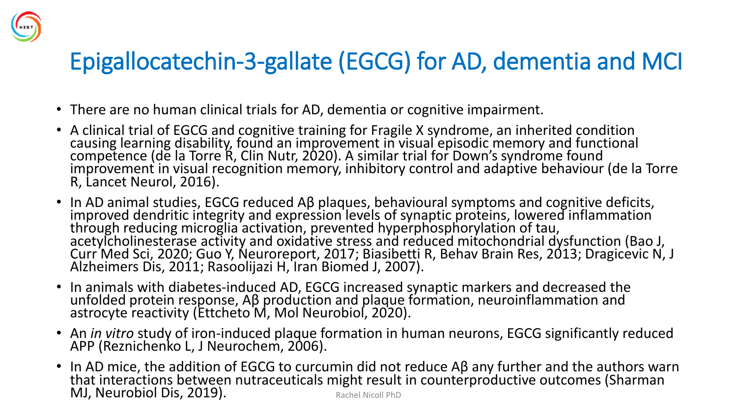# Epigallocatechin-3-gallate (EGCG) for AD, dementia and MCI

- There are no human clinical trials for AD, dementia or cognitive impairment.
- A clinical trial of EGCG and cognitive training for Fragile X syndrome, an inherited condition causing learning disability, found an improvement in visual episodic memory and functional competence (de la Torre R, Clin Nutr, 2020). A similar trial for Down's syndrome found improvement in visual recognition memory, inhibitory control and adaptive behaviour (de la Torre R, Lancet Neurol, 2016).
- In AD animal studies, EGCG reduced Aβ plaques, behavioural symptoms and cognitive deficits, improved dendritic integrity and expression levels of synaptic proteins, lowered inflammation through reducing microglia activation, prevented hyperphosphorylation of tau, acetylcholinesterase activity and oxidative stress and reduced mitochondrial dysfunction (Bao J, Curr Med Sci, 2020; Guo Y, Neuroreport, 2017; Biasibetti R, Behav Brain Res, 2013; Dragicevic N, J Alzheimers Dis, 2011; Rasoolijazi H, Iran Biomed J, 2007).
- In animals with diabetes-induced AD, EGCG increased synaptic markers and decreased the unfolded protein response, Aβ production and plaque formation, neuroinflammation and astrocyte reactivity (Ettcheto M, Mol Neurobiol, 2020).
- An *in vitro* study of iron-induced plaque formation in human neurons, EGCG significantly reduced APP (Reznichenko L, J Neurochem, 2006).
- In AD mice, the addition of EGCG to curcumin did not reduce Aβ any further and the authors warn that interactions between nutraceuticals might result in counterproductive outcomes (Sharman MJ, Neurobiol Dis, 2019).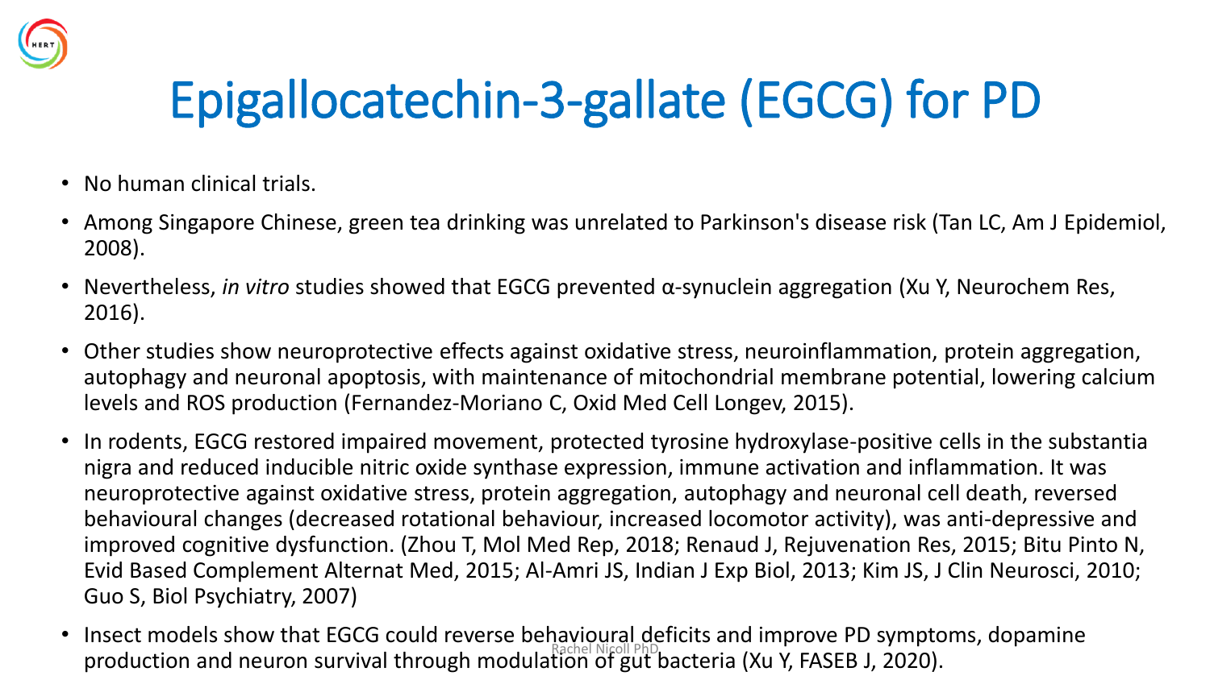# Epigallocatechin-3-gallate (EGCG) for PD

- No human clinical trials.
- Among Singapore Chinese, green tea drinking was unrelated to Parkinson's disease risk (Tan LC, Am J Epidemiol, 2008).
- Nevertheless, *in vitro* studies showed that EGCG prevented α-synuclein aggregation (Xu Y, Neurochem Res, 2016).
- Other studies show neuroprotective effects against oxidative stress, neuroinflammation, protein aggregation, autophagy and neuronal apoptosis, with maintenance of mitochondrial membrane potential, lowering calcium levels and ROS production (Fernandez-Moriano C, Oxid Med Cell Longev, 2015).
- In rodents, EGCG restored impaired movement, protected tyrosine hydroxylase-positive cells in the substantia nigra and reduced inducible nitric oxide synthase expression, immune activation and inflammation. It was neuroprotective against oxidative stress, protein aggregation, autophagy and neuronal cell death, reversed behavioural changes (decreased rotational behaviour, increased locomotor activity), was anti-depressive and improved cognitive dysfunction. (Zhou T, Mol Med Rep, 2018; Renaud J, Rejuvenation Res, 2015; Bitu Pinto N, Evid Based Complement Alternat Med, 2015; Al-Amri JS, Indian J Exp Biol, 2013; Kim JS, J Clin Neurosci, 2010; Guo S, Biol Psychiatry, 2007)
- Insect models show that EGCG could reverse behavioural deficits and improve PD symptoms, dopamine production and neuron survival through modulation of gut bacteria (Xu Y, FASEB J, 2020).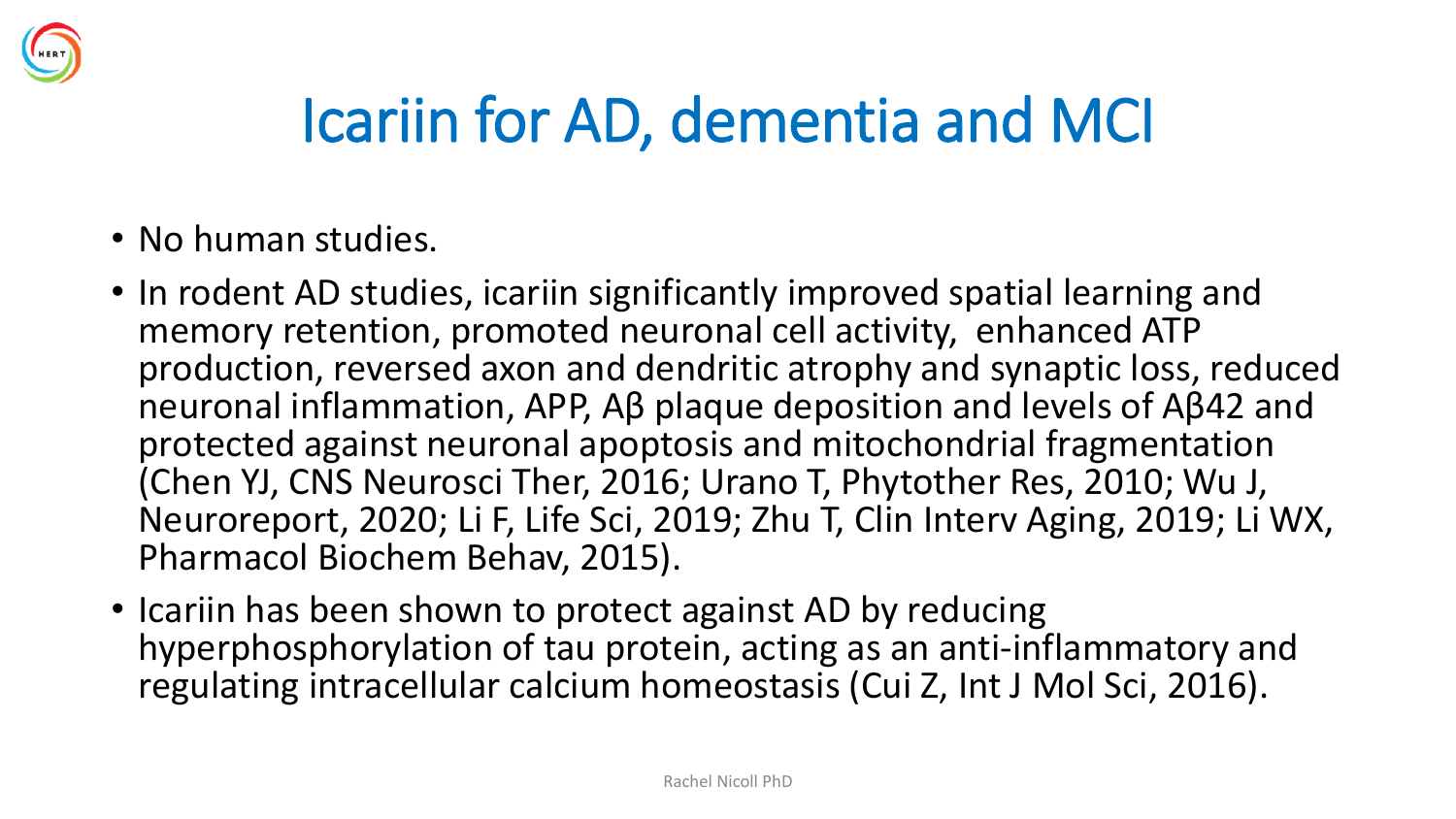# Icariin for AD, dementia and MCI

- No human studies.
- In rodent AD studies, icariin significantly improved spatial learning and memory retention, promoted neuronal cell activity, enhanced ATP production, reversed axon and dendritic atrophy and synaptic loss, reduced neuronal inflammation, APP, Aβ plaque deposition and levels of Aβ42 and protected against neuronal apoptosis and mitochondrial fragmentation (Chen YJ, CNS Neurosci Ther, 2016; Urano T, Phytother Res, 2010; Wu J, Neuroreport, 2020; Li F, Life Sci, 2019; Zhu T, Clin Interv Aging, 2019; Li WX, Pharmacol Biochem Behav, 2015).
- Icariin has been shown to protect against AD by reducing hyperphosphorylation of tau protein, acting as an anti-inflammatory and regulating intracellular calcium homeostasis (Cui Z, Int J Mol Sci, 2016).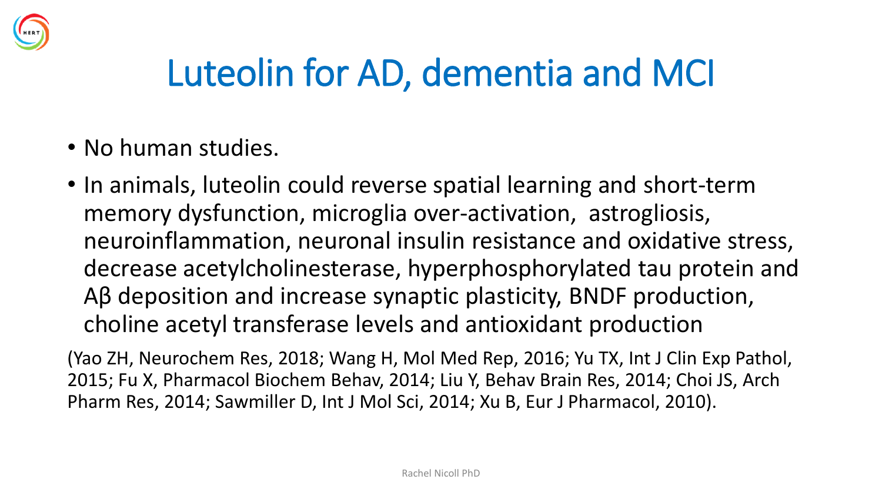# Luteolin for AD, dementia and MCI

- No human studies.
- In animals, luteolin could reverse spatial learning and short-term memory dysfunction, microglia over-activation, astrogliosis, neuroinflammation, neuronal insulin resistance and oxidative stress, decrease acetylcholinesterase, hyperphosphorylated tau protein and Aβ deposition and increase synaptic plasticity, BNDF production, choline acetyl transferase levels and antioxidant production

(Yao ZH, Neurochem Res, 2018; Wang H, Mol Med Rep, 2016; Yu TX, Int J Clin Exp Pathol, 2015; Fu X, Pharmacol Biochem Behav, 2014; Liu Y, Behav Brain Res, 2014; Choi JS, Arch Pharm Res, 2014; Sawmiller D, Int J Mol Sci, 2014; Xu B, Eur J Pharmacol, 2010).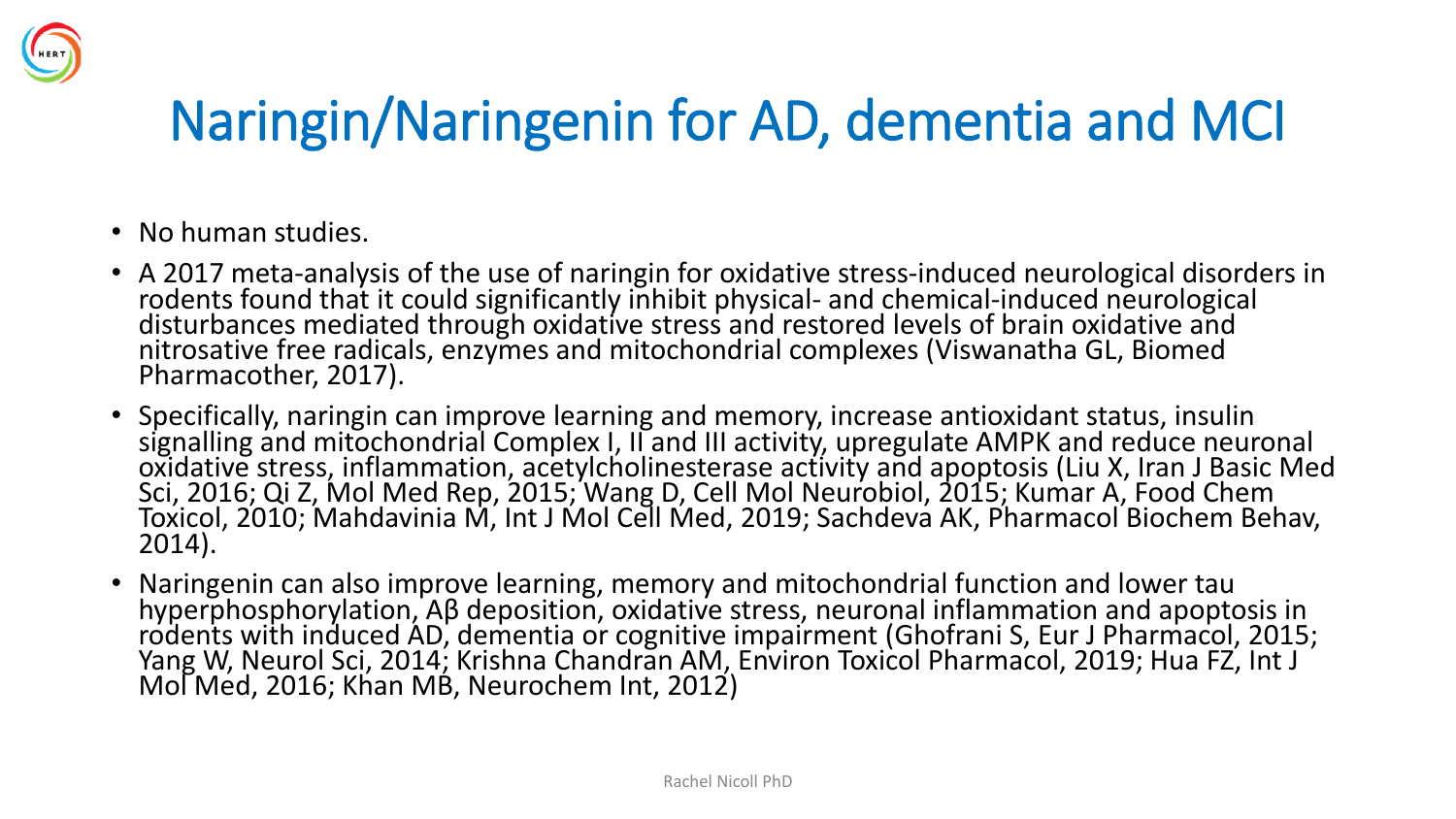# Naringin/Naringenin for AD, dementia and MCI

- No human studies.
- A 2017 meta-analysis of the use of naringin for oxidative stress-induced neurological disorders in rodents found that it could significantly inhibit physical- and chemical-induced neurological disturbances mediated through oxidative stress and restored levels of brain oxidative and nitrosative free radicals, enzymes and mitochondrial complexes (Viswanatha GL, Biomed Pharmacother, 2017).
- Specifically, naringin can improve learning and memory, increase antioxidant status, insulin signalling and mitochondrial Complex I, II and III activity, upregulate AMPK and reduce neuronal oxidative stress, inflammation, acetylcholinesterase activity and apoptosis (Liu X, Iran J Basic Med Sci, 2016; Qi Z, Mol Med Rep, 2015; Wang D, Cell Mol Neurobiol, 2015; Kumar A, Food Chem Toxicol, 2010; Mahdavinia M, Int J Mol Cell Med, 2019; Sachdeva AK, Pharmacol Biochem Behav, 2014).
- Naringenin can also improve learning, memory and mitochondrial function and lower tau hyperphosphorylation, Aβ deposition, oxidative stress, neuronal inflammation and apoptosis in rodents with induced AD, dementia or cognitive impairment (Ghofrani S, Eur J Pharmacol, 2015; Yang W, Neurol Sci, 2014; Krishna Chandran AM, Environ Toxicol Pharmacol, 2019; Hua FZ, Int J Mol Med, 2016; Khan MB, Neurochem Int, 2012)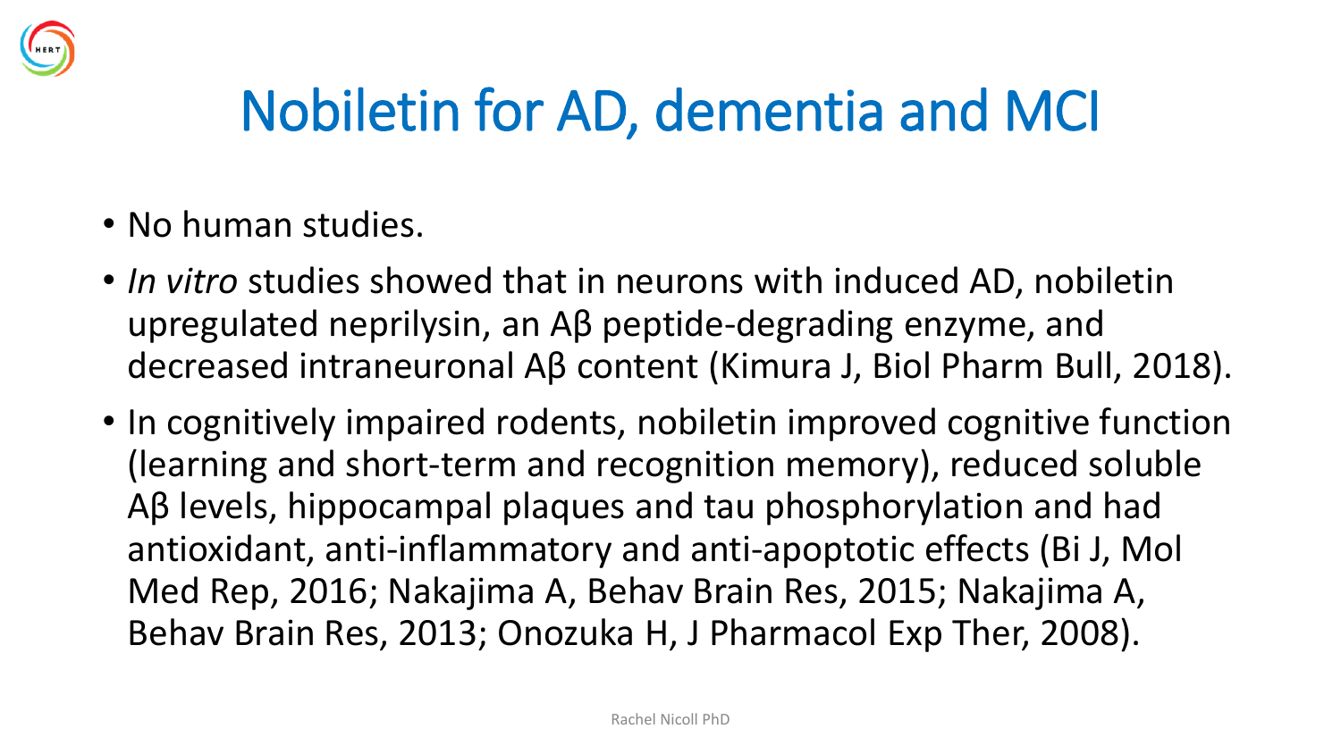# Nobiletin for AD, dementia and MCI

- No human studies.
- *In vitro* studies showed that in neurons with induced AD, nobiletin upregulated neprilysin, an Aβ peptide-degrading enzyme, and decreased intraneuronal Aβ content (Kimura J, Biol Pharm Bull, 2018).
- In cognitively impaired rodents, nobiletin improved cognitive function (learning and short-term and recognition memory), reduced soluble Aβ levels, hippocampal plaques and tau phosphorylation and had antioxidant, anti-inflammatory and anti-apoptotic effects (Bi J, Mol Med Rep, 2016; Nakajima A, Behav Brain Res, 2015; Nakajima A, Behav Brain Res, 2013; Onozuka H, J Pharmacol Exp Ther, 2008).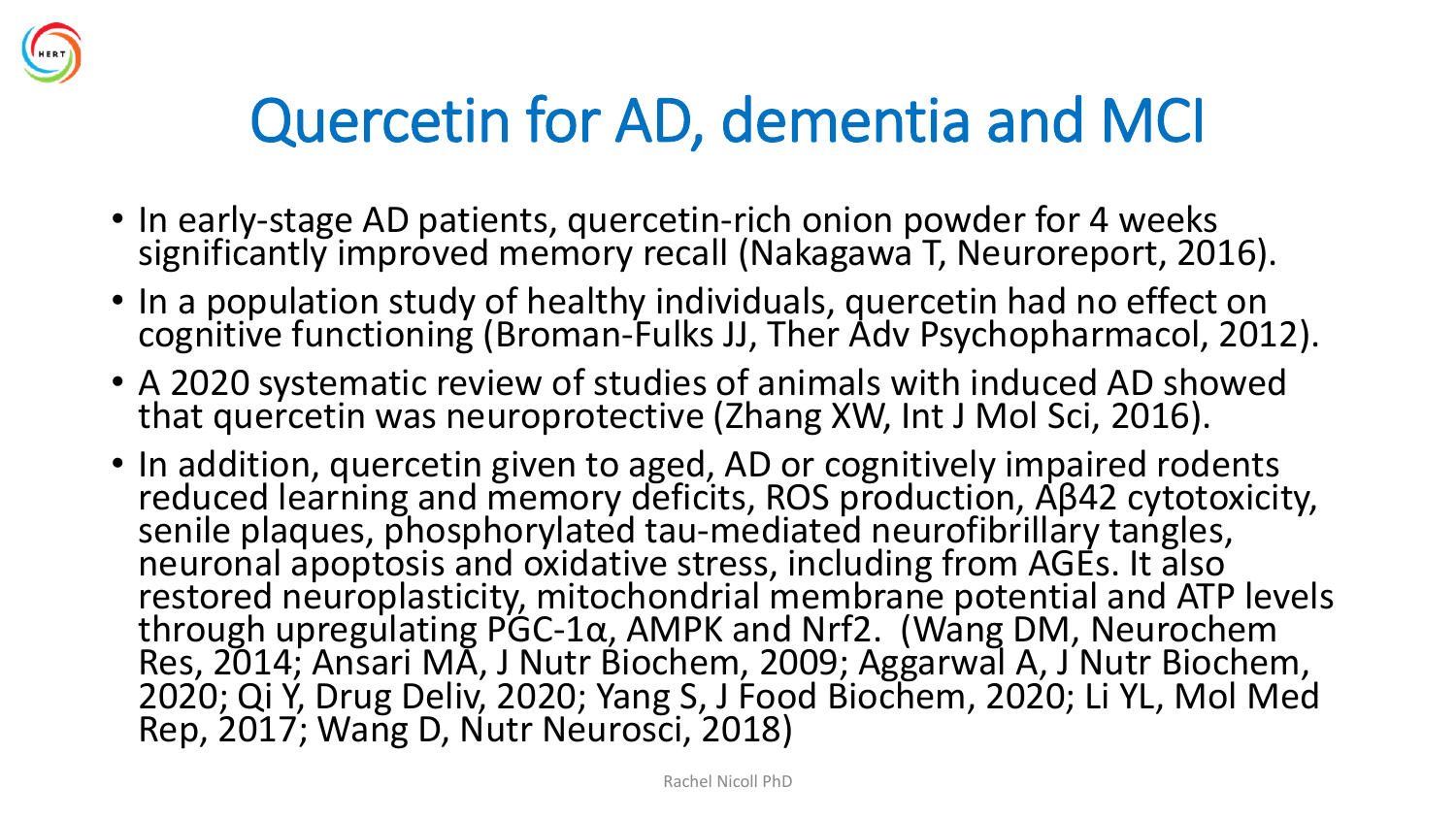# Quercetin for AD, dementia and MCI

- In early-stage AD patients, quercetin-rich onion powder for 4 weeks significantly improved memory recall (Nakagawa T, Neuroreport, 2016).
- In a population study of healthy individuals, quercetin had no effect on cognitive functioning (Broman-Fulks JJ, Ther Adv Psychopharmacol, 2012).
- A 2020 systematic review of studies of animals with induced AD showed that quercetin was neuroprotective (Zhang XW, Int J Mol Sci, 2016).
- In addition, quercetin given to aged, AD or cognitively impaired rodents reduced learning and memory deficits, ROS production, Aβ42 cytotoxicity, senile plaques, phosphorylated tau-mediated neurofibrillary tangles, neuronal apoptosis and oxidative stress, including from AGEs. It also restored neuroplasticity, mitochondrial membrane potential and ATP levels through upregulating PGC-1α, AMPK and Nrf2. (Wang DM, Neurochem Res, 2014; Ansari MA, J Nutr Biochem, 2009; Aggarwal A, J Nutr Biochem, 2020; Qi Y, Drug Deliv, 2020; Yang S, J Food Biochem, 2020; Li YL, Mol Med Rep, 2017; Wang D, Nutr Neurosci, 2018)

Rachel Nicoll PhD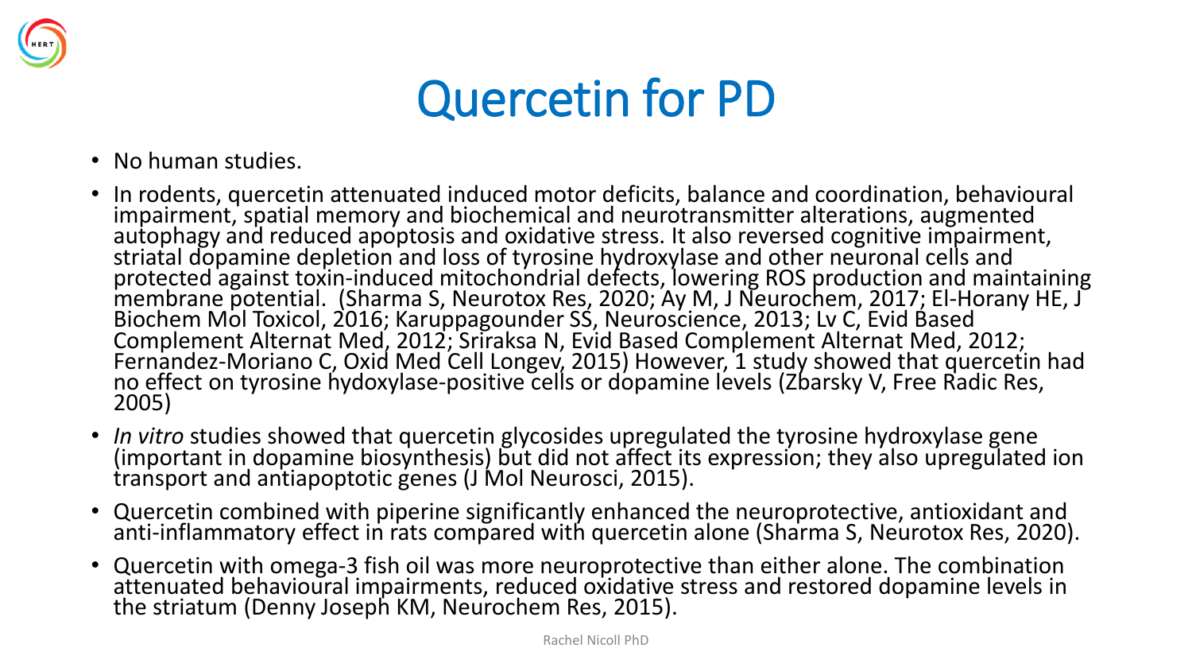# Quercetin for PD

- No human studies.
- In rodents, quercetin attenuated induced motor deficits, balance and coordination, behavioural impairment, spatial memory and biochemical and neurotransmitter alterations, augmented autophagy and reduced apoptosis and oxidative stress. It also reversed cognitive impairment, striatal dopamine depletion and loss of tyrosine hydroxylase and other neuronal cells and protected against toxin-induced mitochondrial defects, lowering ROS production and maintaining membrane potential. (Sharma S, Neurotox Res, 2020; Ay M, J Neurochem, 2017; El-Horany HE, J Biochem Mol Toxicol, 2016; Karuppagounder SS, Neuroscience, 2013; Lv C, Evid Based Complement Alternat Med, 2012; Sriraksa N, Evid Based Complement Alternat Med, 2012; Fernandez-Moriano C, Oxid Med Cell Longev, 2015) However, 1 study showed that quercetin had no effect on tyrosine hydoxylase-positive cells or dopamine levels (Zbarsky V, Free Radic Res, 2005)
- *In vitro* studies showed that quercetin glycosides upregulated the tyrosine hydroxylase gene (important in dopamine biosynthesis) but did not affect its expression; they also upregulated ion transport and antiapoptotic genes (J Mol Neurosci, 2015).
- Quercetin combined with piperine significantly enhanced the neuroprotective, antioxidant and anti-inflammatory effect in rats compared with quercetin alone (Sharma S, Neurotox Res, 2020).
- Quercetin with omega-3 fish oil was more neuroprotective than either alone. The combination attenuated behavioural impairments, reduced oxidative stress and restored dopamine levels in the striatum (Denny Joseph KM, Neurochem Res, 2015).

Rachel Nicoll PhD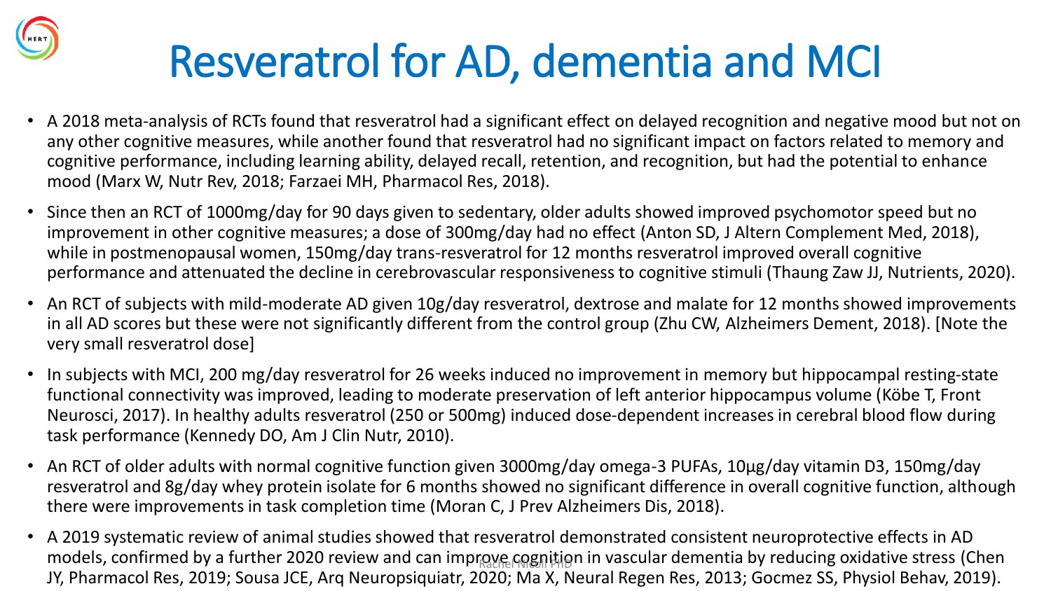# Resveratrol for AD, dementia and MCI

- A 2018 meta-analysis of RCTs found that resveratrol had a significant effect on delayed recognition and negative mood but not on any other cognitive measures, while another found that resveratrol had no significant impact on factors related to memory and cognitive performance, including learning ability, delayed recall, retention, and recognition, but had the potential to enhance mood (Marx W, Nutr Rev, 2018; Farzaei MH, Pharmacol Res, 2018).
- Since then an RCT of 1000mg/day for 90 days given to sedentary, older adults showed improved psychomotor speed but no improvement in other cognitive measures; a dose of 300mg/day had no effect (Anton SD, J Altern Complement Med, 2018), while in postmenopausal women, 150mg/day trans-resveratrol for 12 months resveratrol improved overall cognitive performance and attenuated the decline in cerebrovascular responsiveness to cognitive stimuli (Thaung Zaw JJ, Nutrients, 2020).
- An RCT of subjects with mild-moderate AD given 10g/day resveratrol, dextrose and malate for 12 months showed improvements in all AD scores but these were not significantly different from the control group (Zhu CW, Alzheimers Dement, 2018). [Note the very small resveratrol dose]
- In subjects with MCI, 200 mg/day resveratrol for 26 weeks induced no improvement in memory but hippocampal resting-state functional connectivity was improved, leading to moderate preservation of left anterior hippocampus volume (Köbe T, Front Neurosci, 2017). In healthy adults resveratrol (250 or 500mg) induced dose-dependent increases in cerebral blood flow during task performance (Kennedy DO, Am J Clin Nutr, 2010).
- An RCT of older adults with normal cognitive function given 3000mg/day omega-3 PUFAs, 10μg/day vitamin D3, 150mg/day resveratrol and 8g/day whey protein isolate for 6 months showed no significant difference in overall cognitive function, although there were improvements in task completion time (Moran C, J Prev Alzheimers Dis, 2018).
- A 2019 systematic review of animal studies showed that resveratrol demonstrated consistent neuroprotective effects in AD models, confirmed by a further 2020 review and can improve cognition in vascular dementia by reducing oxidative stress (Chen JY, Pharmacol Res, 2019; Sousa JCE, Arq Neuropsiquiatr, 2020; Ma X, Neural Regen Res, 2013; Gocmez SS, Physiol Behav, 2019).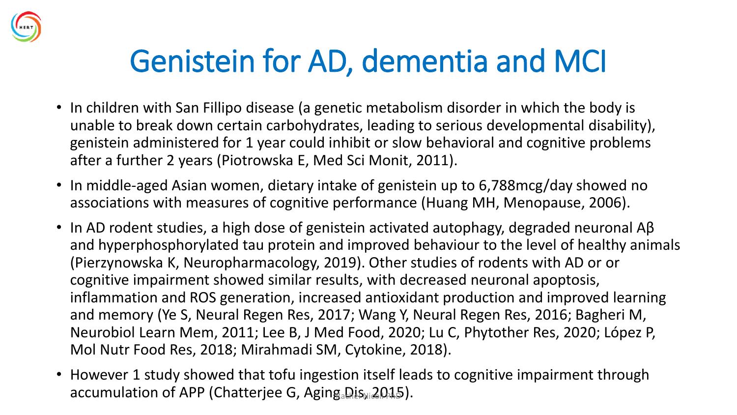# Genistein for AD, dementia and MCI

- In children with San Fillipo disease (a genetic metabolism disorder in which the body is unable to break down certain carbohydrates, leading to serious developmental disability), genistein administered for 1 year could inhibit or slow behavioral and cognitive problems after a further 2 years (Piotrowska E, Med Sci Monit, 2011).
- In middle-aged Asian women, dietary intake of genistein up to 6,788mcg/day showed no associations with measures of cognitive performance (Huang MH, Menopause, 2006).
- In AD rodent studies, a high dose of genistein activated autophagy, degraded neuronal Aβ and hyperphosphorylated tau protein and improved behaviour to the level of healthy animals (Pierzynowska K, Neuropharmacology, 2019). Other studies of rodents with AD or or cognitive impairment showed similar results, with decreased neuronal apoptosis, inflammation and ROS generation, increased antioxidant production and improved learning and memory (Ye S, Neural Regen Res, 2017; Wang Y, Neural Regen Res, 2016; Bagheri M, Neurobiol Learn Mem, 2011; Lee B, J Med Food, 2020; Lu C, Phytother Res, 2020; López P, Mol Nutr Food Res, 2018; Mirahmadi SM, Cytokine, 2018).
- However 1 study showed that tofu ingestion itself leads to cognitive impairment through accumulation of APP (Chatterjee G, Aging Dis, 2015).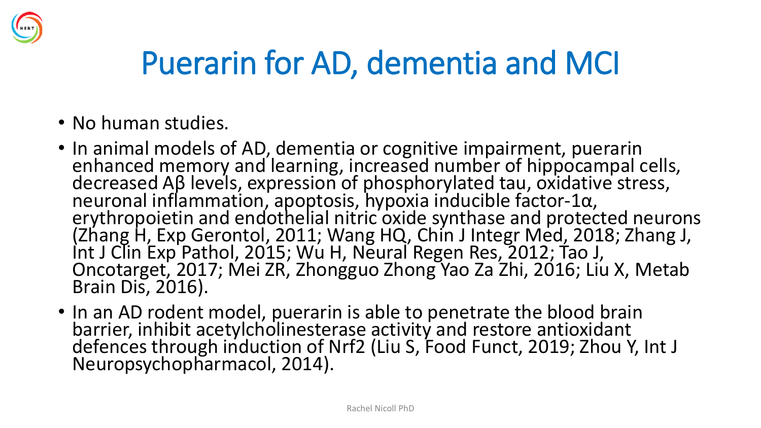# Puerarin for AD, dementia and MCI

- No human studies.
- In animal models of AD, dementia or cognitive impairment, puerarin enhanced memory and learning, increased number of hippocampal cells, decreased Aβ levels, expression of phosphorylated tau, oxidative stress, neuronal inflammation, apoptosis, hypoxia inducible factor-1α, erythropoietin and endothelial nitric oxide synthase and protected neurons (Zhang H, Exp Gerontol, 2011; Wang HQ, Chin J Integr Med, 2018; Zhang J, Int J Clin Exp Pathol, 2015; Wu H, Neural Regen Res, 2012; Tao J, Oncotarget, 2017; Mei ZR, Zhongguo Zhong Yao Za Zhi, 2016; Liu X, Metab Brain Dis, 2016).
- In an AD rodent model, puerarin is able to penetrate the blood brain barrier, inhibit acetylcholinesterase activity and restore antioxidant defences through induction of Nrf2 (Liu S, Food Funct, 2019; Zhou Y, Int J Neuropsychopharmacol, 2014).